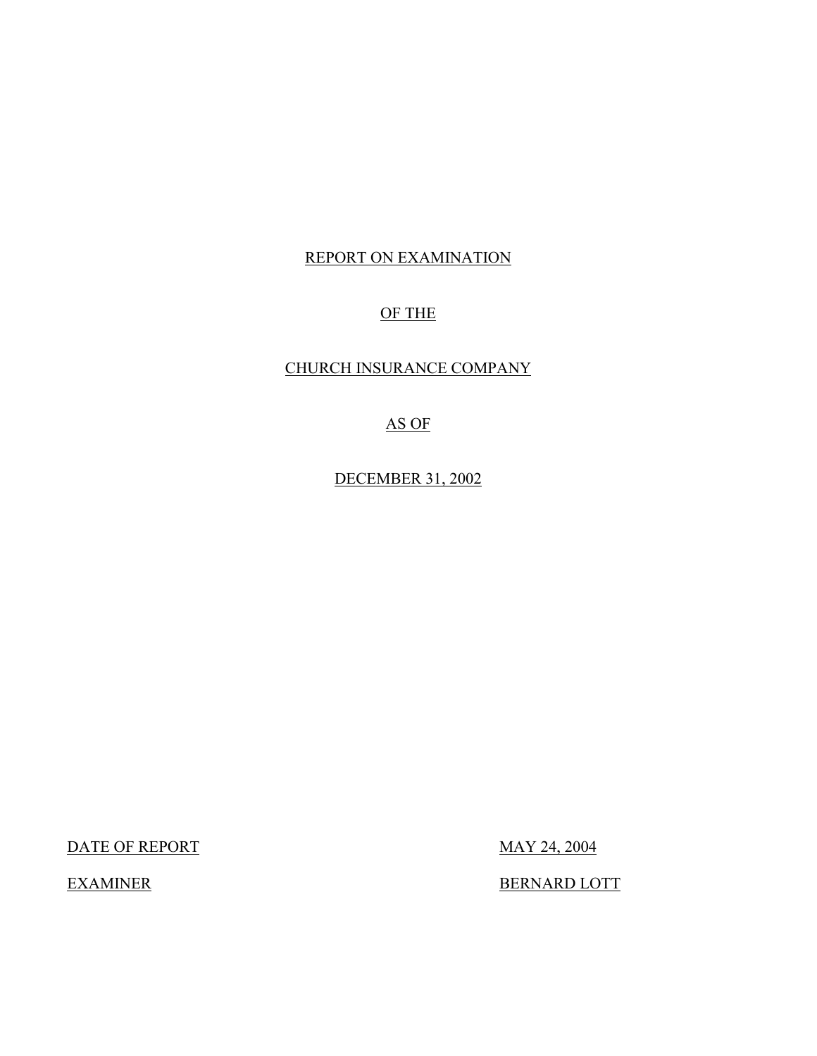REPORT ON EXAMINATION

OF THE

CHURCH INSURANCE COMPANY

AS OF

DECEMBER 31, 2002

DATE OF REPORT MAY 24, 2004

EXAMINER BERNARD LOTT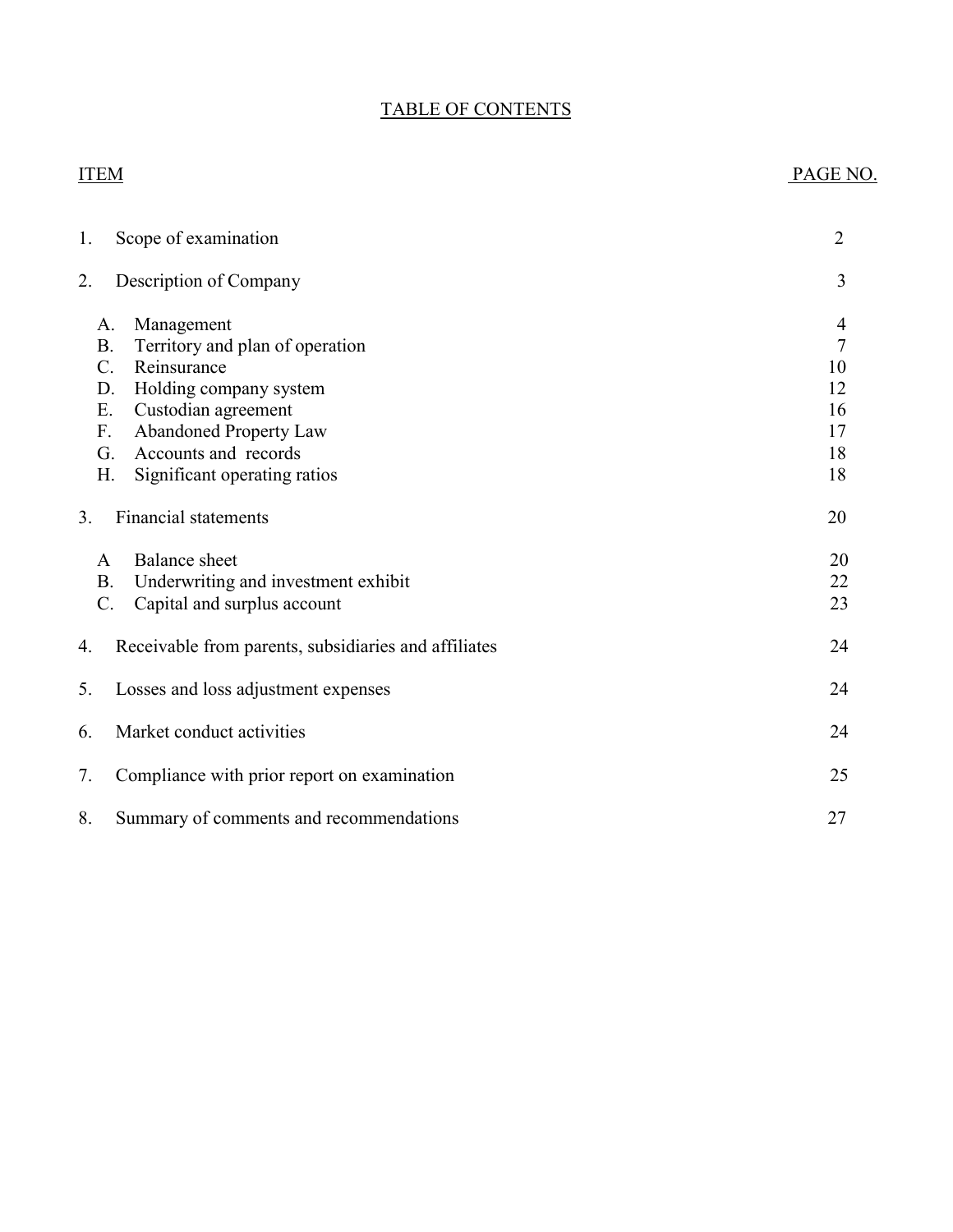# TABLE OF CONTENTS

| ITEM | | PAGE NO. |
|---|---|---|
| 1. | Scope of examination | 2 |
| 2. | Description of Company | 3 |
| | A. Management | 4 |
| | B. Territory and plan of operation | 7 |
| | C. Reinsurance | 10 |
| | D. Holding company system | 12 |
| | E. Custodian agreement | 16 |
| | F. Abandoned Property Law | 17 |
| | G. Accounts and records | 18 |
| | H. Significant operating ratios | 18 |
| 3. | Financial statements | 20 |
| | A Balance sheet | 20 |
| | B. Underwriting and investment exhibit | 22 |
| | C. Capital and surplus account | 23 |
| 4. | Receivable from parents, subsidiaries and affiliates | 24 |
| 5. | Losses and loss adjustment expenses | 24 |
| 6. | Market conduct activities | 24 |
| 7. | Compliance with prior report on examination | 25 |
| 8. | Summary of comments and recommendations | 27 |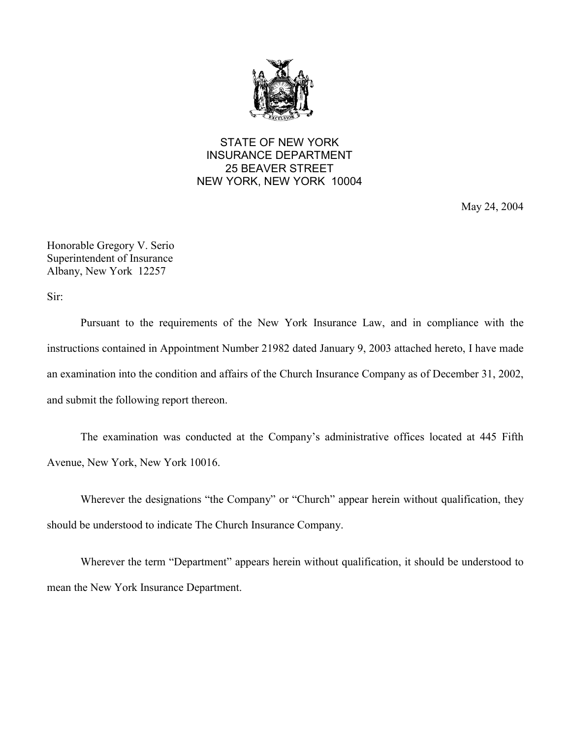STATE OF NEW YORK
INSURANCE DEPARTMENT
25 BEAVER STREET
NEW YORK, NEW YORK 10004

May 24, 2004

Honorable Gregory V. Serio
Superintendent of Insurance
Albany, New York 12257

Sir:

Pursuant to the requirements of the New York Insurance Law, and in compliance with the instructions contained in Appointment Number 21982 dated January 9, 2003 attached hereto, I have made an examination into the condition and affairs of the Church Insurance Company as of December 31, 2002, and submit the following report thereon.

The examination was conducted at the Company's administrative offices located at 445 Fifth Avenue, New York, New York 10016.

Wherever the designations "the Company" or "Church" appear herein without qualification, they should be understood to indicate The Church Insurance Company.

Wherever the term "Department" appears herein without qualification, it should be understood to mean the New York Insurance Department.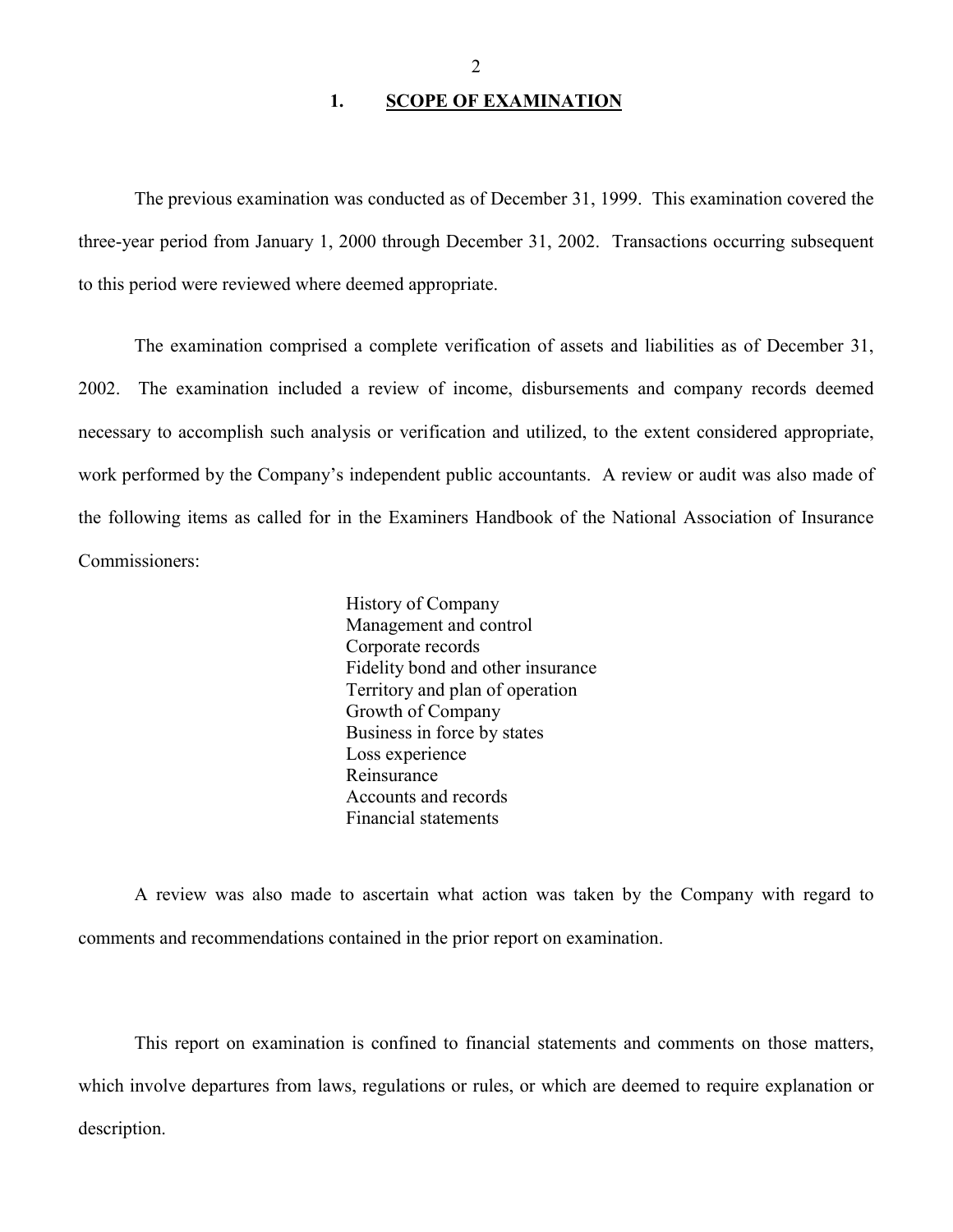## 1. SCOPE OF EXAMINATION

The previous examination was conducted as of December 31, 1999. This examination covered the three-year period from January 1, 2000 through December 31, 2002. Transactions occurring subsequent to this period were reviewed where deemed appropriate.

The examination comprised a complete verification of assets and liabilities as of December 31, 2002. The examination included a review of income, disbursements and company records deemed necessary to accomplish such analysis or verification and utilized, to the extent considered appropriate, work performed by the Company's independent public accountants. A review or audit was also made of the following items as called for in the Examiners Handbook of the National Association of Insurance Commissioners:

- History of Company
- Management and control
- Corporate records
- Fidelity bond and other insurance
- Territory and plan of operation
- Growth of Company
- Business in force by states
- Loss experience
- Reinsurance
- Accounts and records
- Financial statements

A review was also made to ascertain what action was taken by the Company with regard to comments and recommendations contained in the prior report on examination.

This report on examination is confined to financial statements and comments on those matters, which involve departures from laws, regulations or rules, or which are deemed to require explanation or description.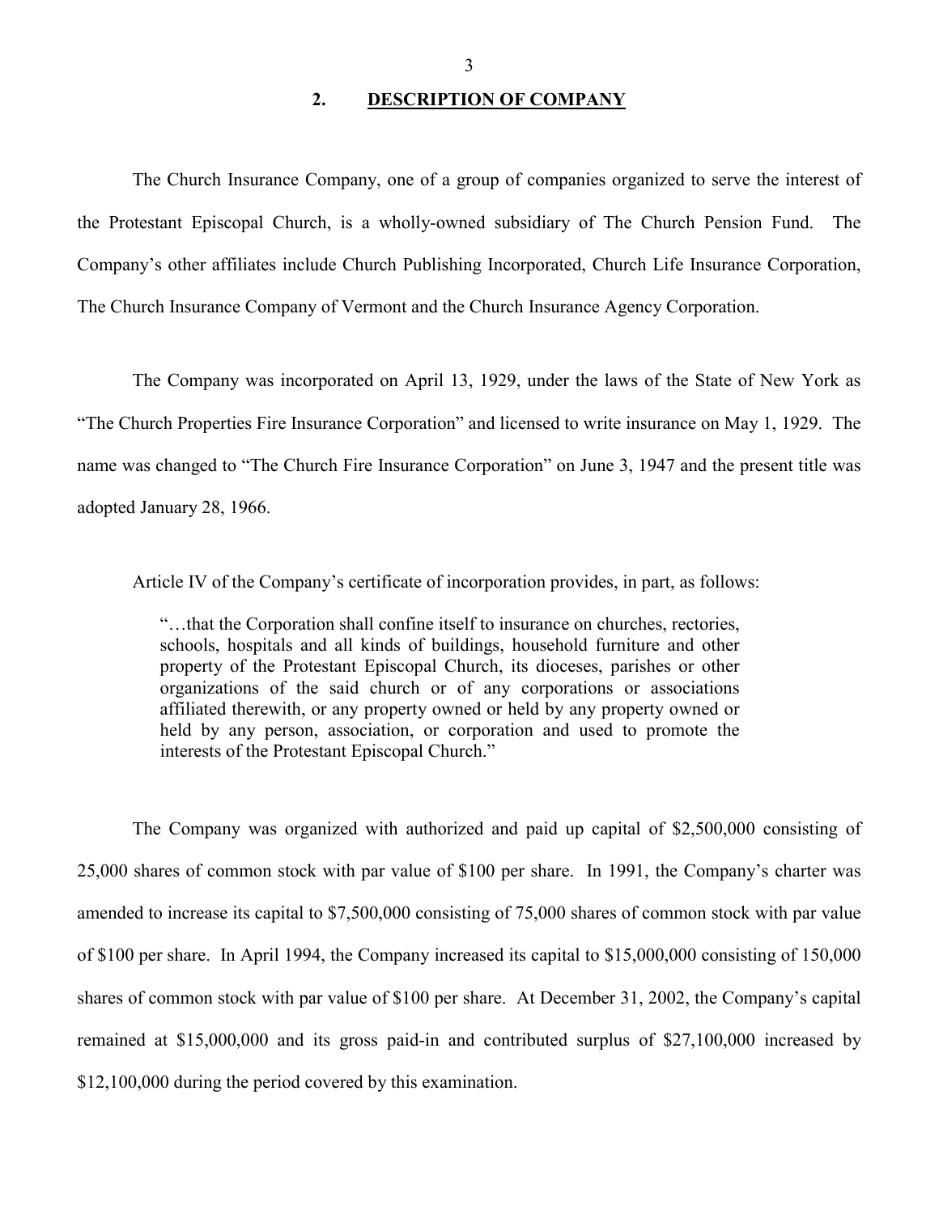## 2. DESCRIPTION OF COMPANY

The Church Insurance Company, one of a group of companies organized to serve the interest of the Protestant Episcopal Church, is a wholly-owned subsidiary of The Church Pension Fund. The Company's other affiliates include Church Publishing Incorporated, Church Life Insurance Corporation, The Church Insurance Company of Vermont and the Church Insurance Agency Corporation.

The Company was incorporated on April 13, 1929, under the laws of the State of New York as "The Church Properties Fire Insurance Corporation" and licensed to write insurance on May 1, 1929. The name was changed to "The Church Fire Insurance Corporation" on June 3, 1947 and the present title was adopted January 28, 1966.

Article IV of the Company's certificate of incorporation provides, in part, as follows:

> "…that the Corporation shall confine itself to insurance on churches, rectories, schools, hospitals and all kinds of buildings, household furniture and other property of the Protestant Episcopal Church, its dioceses, parishes or other organizations of the said church or of any corporations or associations affiliated therewith, or any property owned or held by any property owned or held by any person, association, or corporation and used to promote the interests of the Protestant Episcopal Church."

The Company was organized with authorized and paid up capital of $2,500,000 consisting of 25,000 shares of common stock with par value of $100 per share. In 1991, the Company's charter was amended to increase its capital to $7,500,000 consisting of 75,000 shares of common stock with par value of $100 per share. In April 1994, the Company increased its capital to $15,000,000 consisting of 150,000 shares of common stock with par value of $100 per share. At December 31, 2002, the Company's capital remained at $15,000,000 and its gross paid-in and contributed surplus of $27,100,000 increased by $12,100,000 during the period covered by this examination.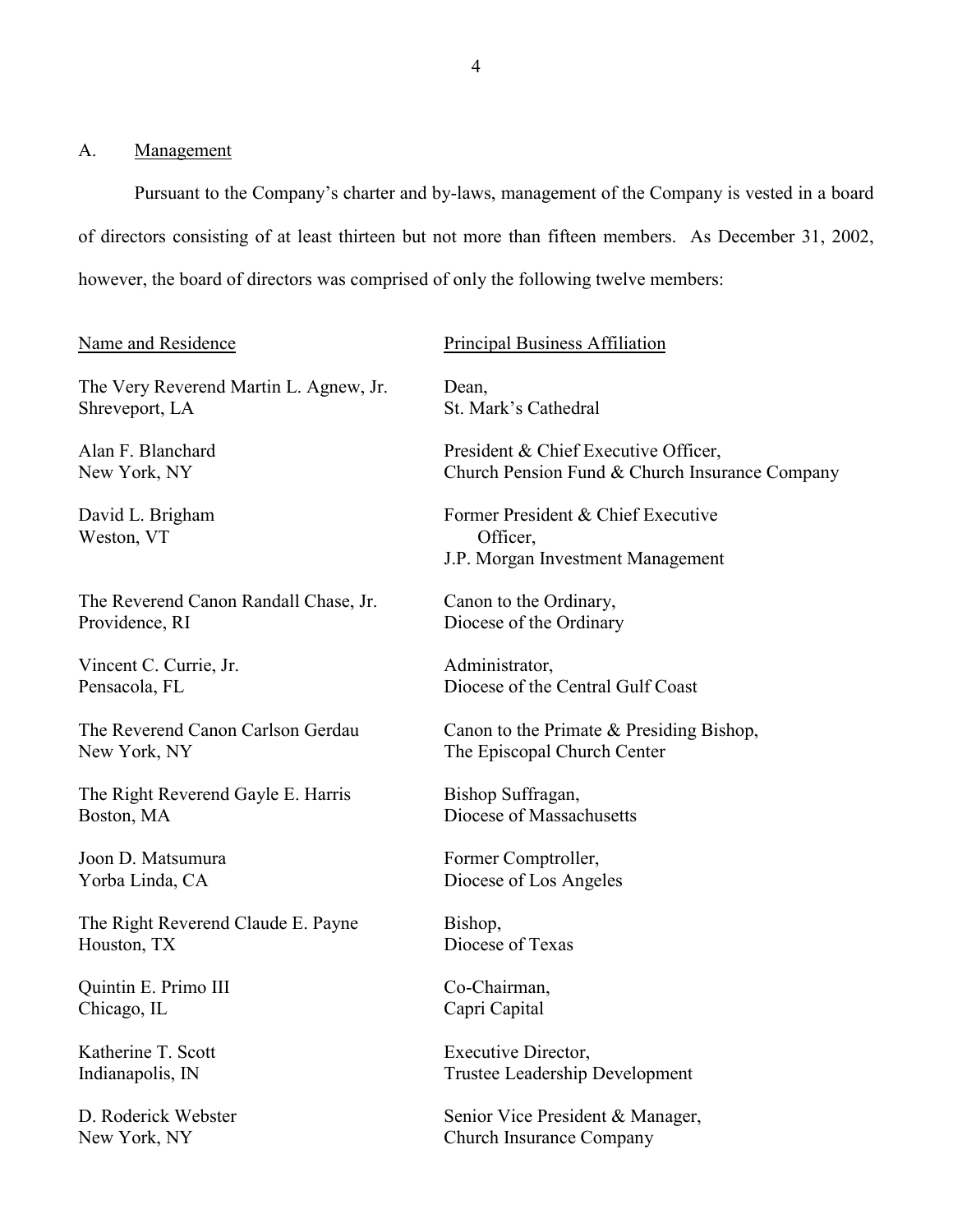## A. Management

Pursuant to the Company's charter and by-laws, management of the Company is vested in a board of directors consisting of at least thirteen but not more than fifteen members. As December 31, 2002, however, the board of directors was comprised of only the following twelve members:

| Name and Residence | Principal Business Affiliation |
|---|---|
| The Very Reverend Martin L. Agnew, Jr.<br>Shreveport, LA | Dean,<br>St. Mark's Cathedral |
| Alan F. Blanchard<br>New York, NY | President & Chief Executive Officer,<br>Church Pension Fund & Church Insurance Company |
| David L. Brigham<br>Weston, VT | Former President & Chief Executive Officer,<br>J.P. Morgan Investment Management |
| The Reverend Canon Randall Chase, Jr.<br>Providence, RI | Canon to the Ordinary,<br>Diocese of the Ordinary |
| Vincent C. Currie, Jr.<br>Pensacola, FL | Administrator,<br>Diocese of the Central Gulf Coast |
| The Reverend Canon Carlson Gerdau<br>New York, NY | Canon to the Primate & Presiding Bishop,<br>The Episcopal Church Center |
| The Right Reverend Gayle E. Harris<br>Boston, MA | Bishop Suffragan,<br>Diocese of Massachusetts |
| Joon D. Matsumura<br>Yorba Linda, CA | Former Comptroller,<br>Diocese of Los Angeles |
| The Right Reverend Claude E. Payne<br>Houston, TX | Bishop,<br>Diocese of Texas |
| Quintin E. Primo III<br>Chicago, IL | Co-Chairman,<br>Capri Capital |
| Katherine T. Scott<br>Indianapolis, IN | Executive Director,<br>Trustee Leadership Development |
| D. Roderick Webster<br>New York, NY | Senior Vice President & Manager,<br>Church Insurance Company |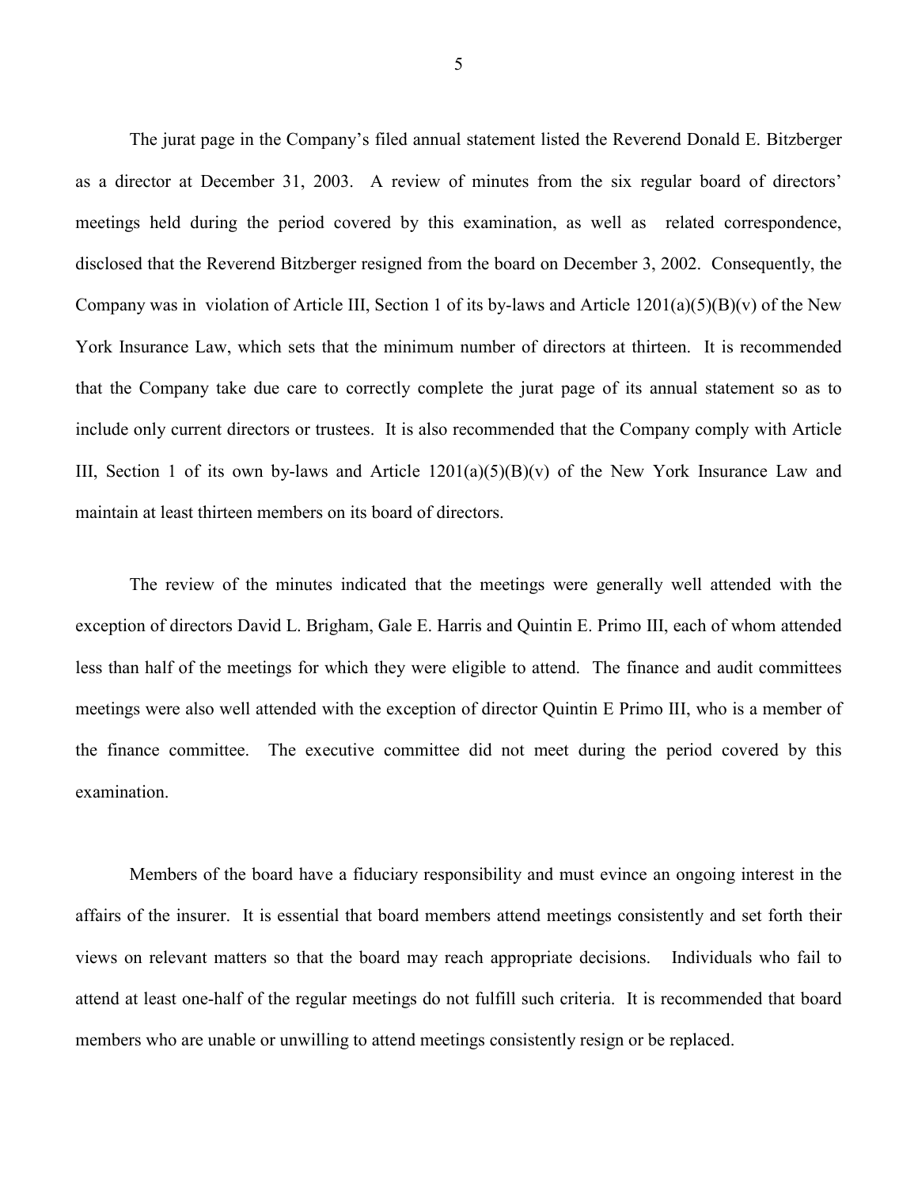The jurat page in the Company's filed annual statement listed the Reverend Donald E. Bitzberger as a director at December 31, 2003. A review of minutes from the six regular board of directors' meetings held during the period covered by this examination, as well as related correspondence, disclosed that the Reverend Bitzberger resigned from the board on December 3, 2002. Consequently, the Company was in violation of Article III, Section 1 of its by-laws and Article 1201(a)(5)(B)(v) of the New York Insurance Law, which sets that the minimum number of directors at thirteen. It is recommended that the Company take due care to correctly complete the jurat page of its annual statement so as to include only current directors or trustees. It is also recommended that the Company comply with Article III, Section 1 of its own by-laws and Article 1201(a)(5)(B)(v) of the New York Insurance Law and maintain at least thirteen members on its board of directors.

The review of the minutes indicated that the meetings were generally well attended with the exception of directors David L. Brigham, Gale E. Harris and Quintin E. Primo III, each of whom attended less than half of the meetings for which they were eligible to attend. The finance and audit committees meetings were also well attended with the exception of director Quintin E Primo III, who is a member of the finance committee. The executive committee did not meet during the period covered by this examination.

Members of the board have a fiduciary responsibility and must evince an ongoing interest in the affairs of the insurer. It is essential that board members attend meetings consistently and set forth their views on relevant matters so that the board may reach appropriate decisions. Individuals who fail to attend at least one-half of the regular meetings do not fulfill such criteria. It is recommended that board members who are unable or unwilling to attend meetings consistently resign or be replaced.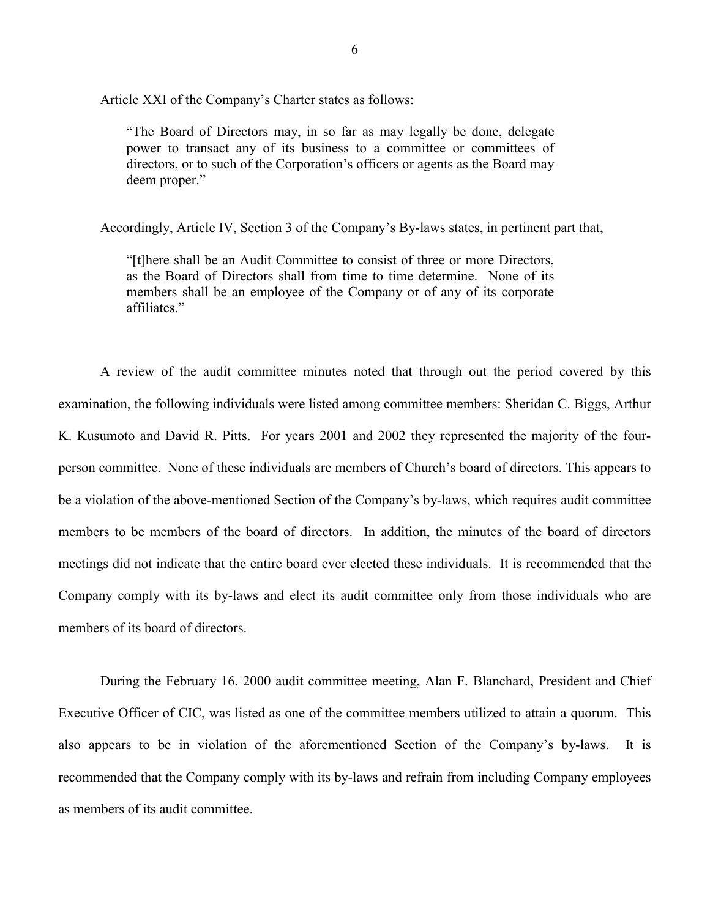Article XXI of the Company's Charter states as follows:

> "The Board of Directors may, in so far as may legally be done, delegate power to transact any of its business to a committee or committees of directors, or to such of the Corporation's officers or agents as the Board may deem proper."

Accordingly, Article IV, Section 3 of the Company's By-laws states, in pertinent part that,

> "[t]here shall be an Audit Committee to consist of three or more Directors, as the Board of Directors shall from time to time determine. None of its members shall be an employee of the Company or of any of its corporate affiliates."

A review of the audit committee minutes noted that through out the period covered by this examination, the following individuals were listed among committee members: Sheridan C. Biggs, Arthur K. Kusumoto and David R. Pitts. For years 2001 and 2002 they represented the majority of the four-person committee. None of these individuals are members of Church's board of directors. This appears to be a violation of the above-mentioned Section of the Company's by-laws, which requires audit committee members to be members of the board of directors. In addition, the minutes of the board of directors meetings did not indicate that the entire board ever elected these individuals. It is recommended that the Company comply with its by-laws and elect its audit committee only from those individuals who are members of its board of directors.

During the February 16, 2000 audit committee meeting, Alan F. Blanchard, President and Chief Executive Officer of CIC, was listed as one of the committee members utilized to attain a quorum. This also appears to be in violation of the aforementioned Section of the Company's by-laws. It is recommended that the Company comply with its by-laws and refrain from including Company employees as members of its audit committee.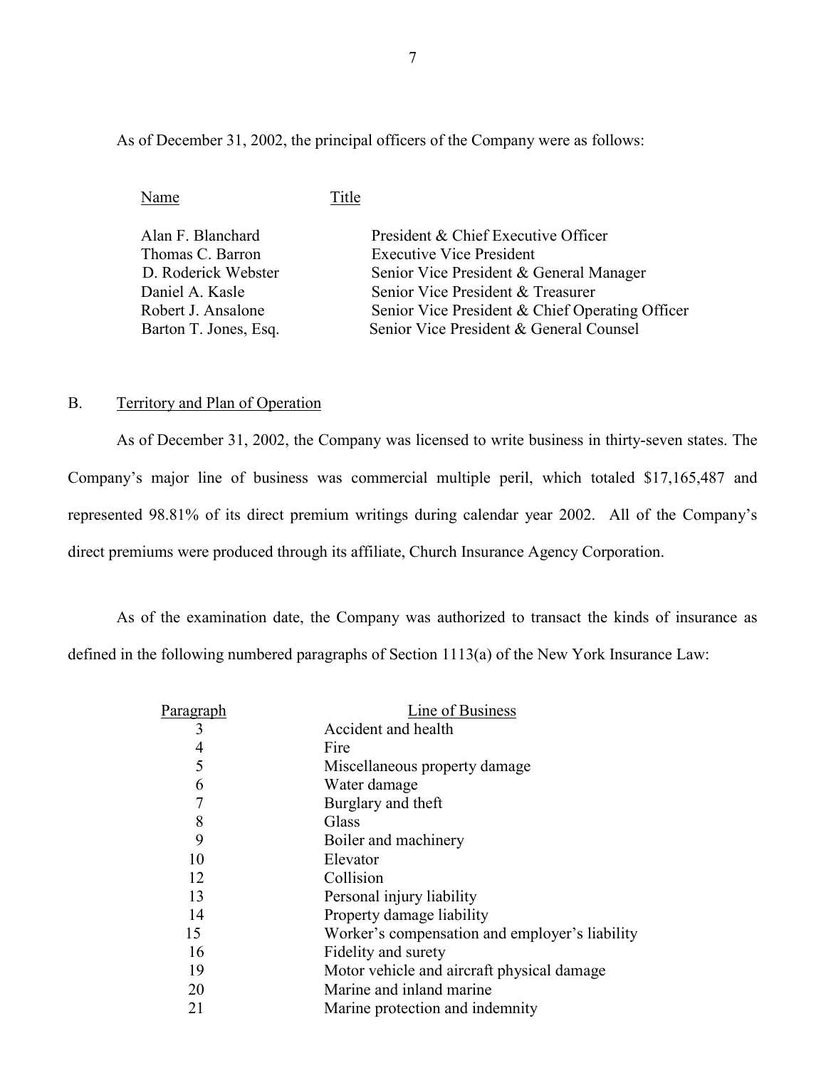As of December 31, 2002, the principal officers of the Company were as follows:

| Name | Title |
|---|---|
| Alan F. Blanchard | President & Chief Executive Officer |
| Thomas C. Barron | Executive Vice President |
| D. Roderick Webster | Senior Vice President & General Manager |
| Daniel A. Kasle | Senior Vice President & Treasurer |
| Robert J. Ansalone | Senior Vice President & Chief Operating Officer |
| Barton T. Jones, Esq. | Senior Vice President & General Counsel |

B. Territory and Plan of Operation

As of December 31, 2002, the Company was licensed to write business in thirty-seven states. The Company's major line of business was commercial multiple peril, which totaled $17,165,487 and represented 98.81% of its direct premium writings during calendar year 2002. All of the Company's direct premiums were produced through its affiliate, Church Insurance Agency Corporation.

As of the examination date, the Company was authorized to transact the kinds of insurance as defined in the following numbered paragraphs of Section 1113(a) of the New York Insurance Law:

| Paragraph | Line of Business |
|---|---|
| 3 | Accident and health |
| 4 | Fire |
| 5 | Miscellaneous property damage |
| 6 | Water damage |
| 7 | Burglary and theft |
| 8 | Glass |
| 9 | Boiler and machinery |
| 10 | Elevator |
| 12 | Collision |
| 13 | Personal injury liability |
| 14 | Property damage liability |
| 15 | Worker's compensation and employer's liability |
| 16 | Fidelity and surety |
| 19 | Motor vehicle and aircraft physical damage |
| 20 | Marine and inland marine |
| 21 | Marine protection and indemnity |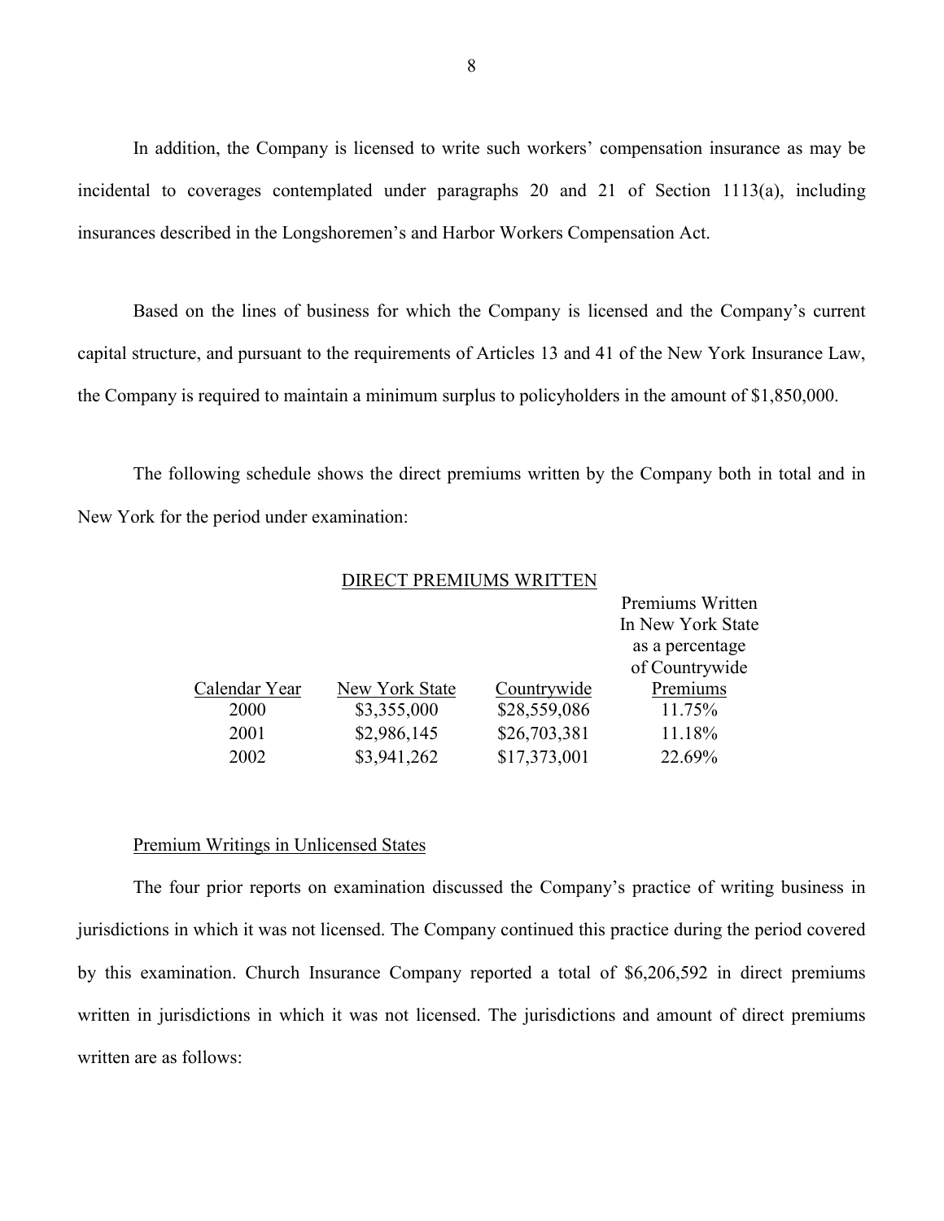In addition, the Company is licensed to write such workers' compensation insurance as may be incidental to coverages contemplated under paragraphs 20 and 21 of Section 1113(a), including insurances described in the Longshoremen's and Harbor Workers Compensation Act.

Based on the lines of business for which the Company is licensed and the Company's current capital structure, and pursuant to the requirements of Articles 13 and 41 of the New York Insurance Law, the Company is required to maintain a minimum surplus to policyholders in the amount of $1,850,000.

The following schedule shows the direct premiums written by the Company both in total and in New York for the period under examination:

DIRECT PREMIUMS WRITTEN

| Calendar Year | New York State | Countrywide | Premiums Written In New York State as a percentage of Countrywide Premiums |
|---|---|---|---|
| 2000 | $3,355,000 | $28,559,086 | 11.75% |
| 2001 | $2,986,145 | $26,703,381 | 11.18% |
| 2002 | $3,941,262 | $17,373,001 | 22.69% |

Premium Writings in Unlicensed States

The four prior reports on examination discussed the Company's practice of writing business in jurisdictions in which it was not licensed. The Company continued this practice during the period covered by this examination. Church Insurance Company reported a total of $6,206,592 in direct premiums written in jurisdictions in which it was not licensed. The jurisdictions and amount of direct premiums written are as follows: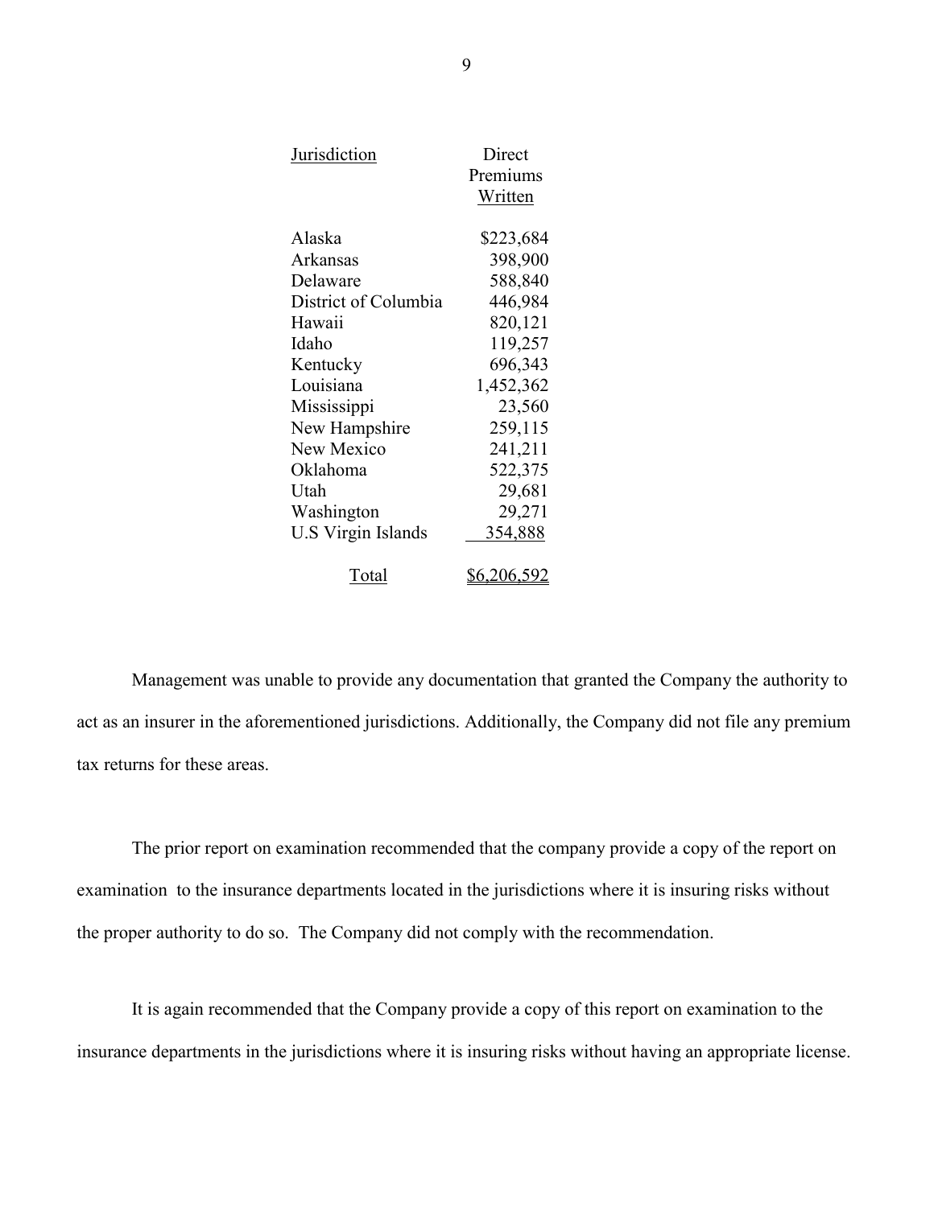| Jurisdiction | Direct Premiums Written |
|---|---|
| Alaska | $223,684 |
| Arkansas | 398,900 |
| Delaware | 588,840 |
| District of Columbia | 446,984 |
| Hawaii | 820,121 |
| Idaho | 119,257 |
| Kentucky | 696,343 |
| Louisiana | 1,452,362 |
| Mississippi | 23,560 |
| New Hampshire | 259,115 |
| New Mexico | 241,211 |
| Oklahoma | 522,375 |
| Utah | 29,681 |
| Washington | 29,271 |
| U.S Virgin Islands | 354,888 |
| Total | $6,206,592 |

Management was unable to provide any documentation that granted the Company the authority to act as an insurer in the aforementioned jurisdictions. Additionally, the Company did not file any premium tax returns for these areas.

The prior report on examination recommended that the company provide a copy of the report on examination to the insurance departments located in the jurisdictions where it is insuring risks without the proper authority to do so. The Company did not comply with the recommendation.

It is again recommended that the Company provide a copy of this report on examination to the insurance departments in the jurisdictions where it is insuring risks without having an appropriate license.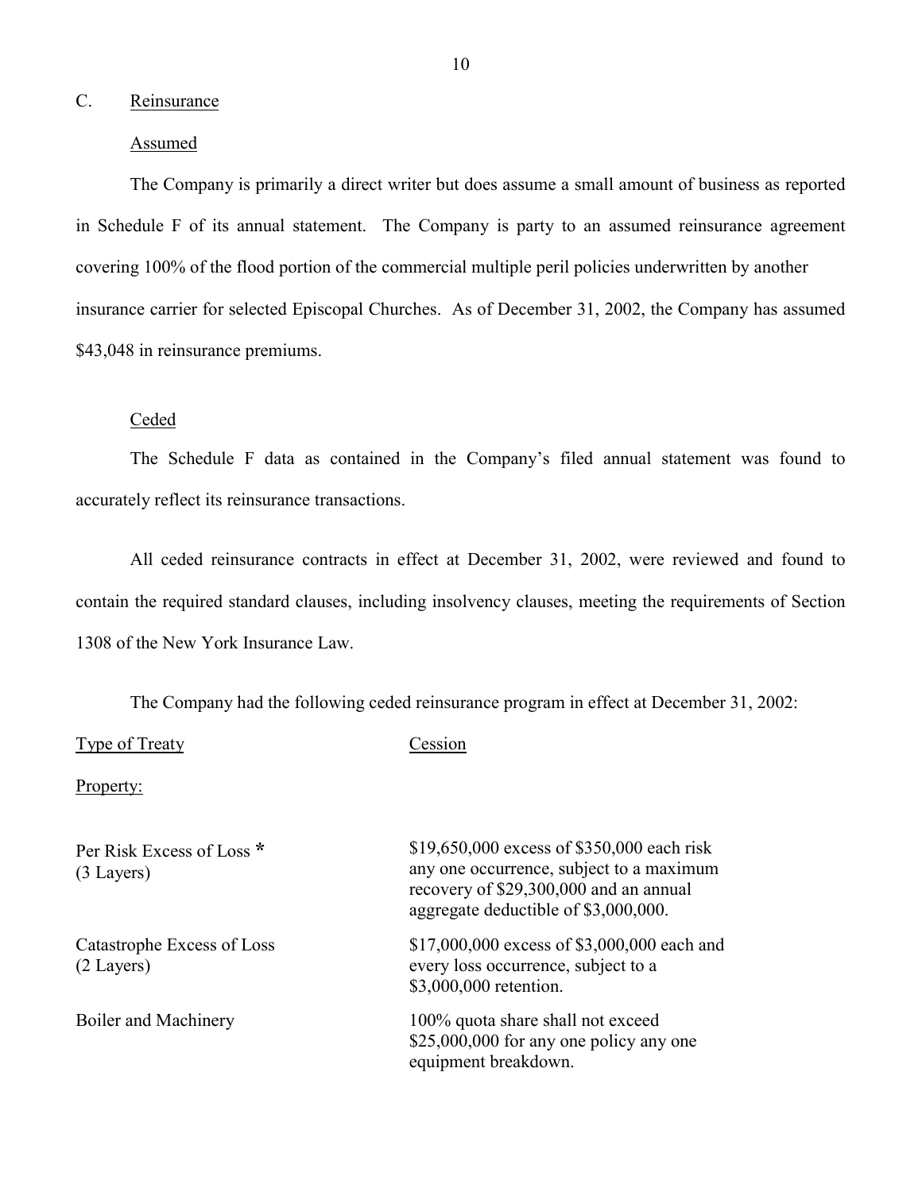## C. Reinsurance

### Assumed

The Company is primarily a direct writer but does assume a small amount of business as reported in Schedule F of its annual statement. The Company is party to an assumed reinsurance agreement covering 100% of the flood portion of the commercial multiple peril policies underwritten by another insurance carrier for selected Episcopal Churches. As of December 31, 2002, the Company has assumed $43,048 in reinsurance premiums.

### Ceded

The Schedule F data as contained in the Company's filed annual statement was found to accurately reflect its reinsurance transactions.

All ceded reinsurance contracts in effect at December 31, 2002, were reviewed and found to contain the required standard clauses, including insolvency clauses, meeting the requirements of Section 1308 of the New York Insurance Law.

The Company had the following ceded reinsurance program in effect at December 31, 2002:

| Type of Treaty | Cession |
|---|---|
| Property: | |
| Per Risk Excess of Loss * (3 Layers) | $19,650,000 excess of $350,000 each risk any one occurrence, subject to a maximum recovery of $29,300,000 and an annual aggregate deductible of $3,000,000. |
| Catastrophe Excess of Loss (2 Layers) | $17,000,000 excess of $3,000,000 each and every loss occurrence, subject to a $3,000,000 retention. |
| Boiler and Machinery | 100% quota share shall not exceed $25,000,000 for any one policy any one equipment breakdown. |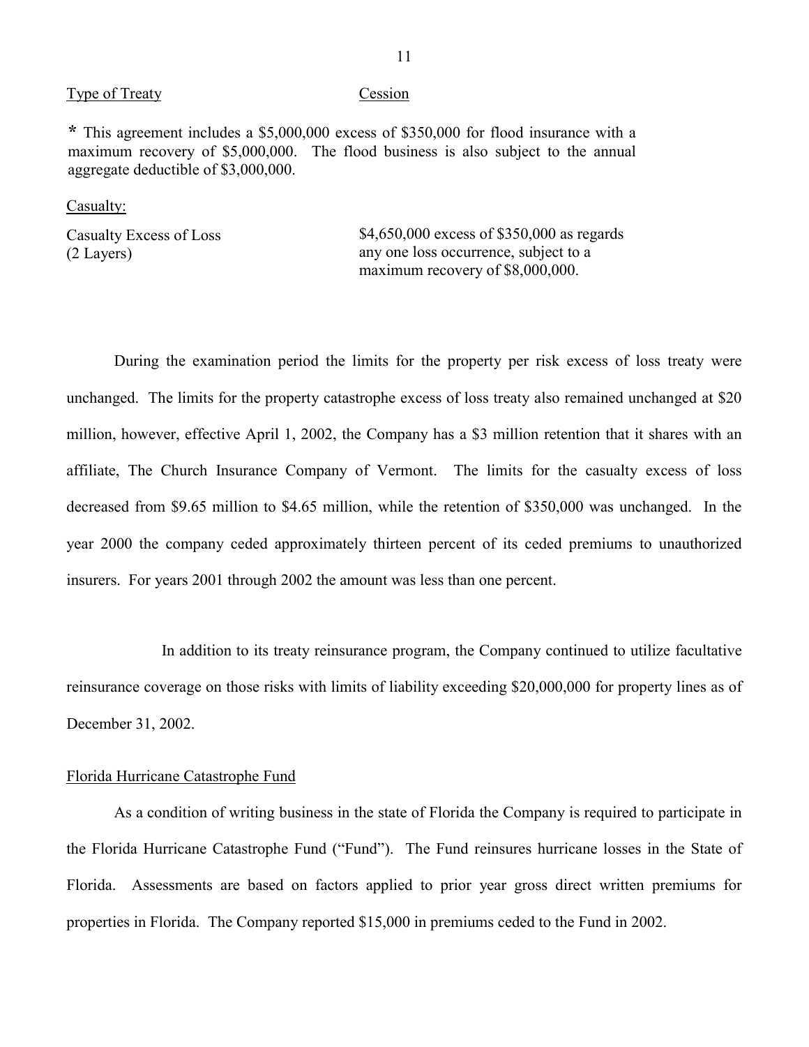| Type of Treaty | Cession |
|---|---|

* This agreement includes a $5,000,000 excess of $350,000 for flood insurance with a maximum recovery of $5,000,000. The flood business is also subject to the annual aggregate deductible of $3,000,000.

Casualty:

| | |
|---|---|
| Casualty Excess of Loss (2 Layers) | $4,650,000 excess of $350,000 as regards any one loss occurrence, subject to a maximum recovery of $8,000,000. |

During the examination period the limits for the property per risk excess of loss treaty were unchanged. The limits for the property catastrophe excess of loss treaty also remained unchanged at $20 million, however, effective April 1, 2002, the Company has a $3 million retention that it shares with an affiliate, The Church Insurance Company of Vermont. The limits for the casualty excess of loss decreased from $9.65 million to $4.65 million, while the retention of $350,000 was unchanged. In the year 2000 the company ceded approximately thirteen percent of its ceded premiums to unauthorized insurers. For years 2001 through 2002 the amount was less than one percent.

In addition to its treaty reinsurance program, the Company continued to utilize facultative reinsurance coverage on those risks with limits of liability exceeding $20,000,000 for property lines as of December 31, 2002.

Florida Hurricane Catastrophe Fund

As a condition of writing business in the state of Florida the Company is required to participate in the Florida Hurricane Catastrophe Fund ("Fund"). The Fund reinsures hurricane losses in the State of Florida. Assessments are based on factors applied to prior year gross direct written premiums for properties in Florida. The Company reported $15,000 in premiums ceded to the Fund in 2002.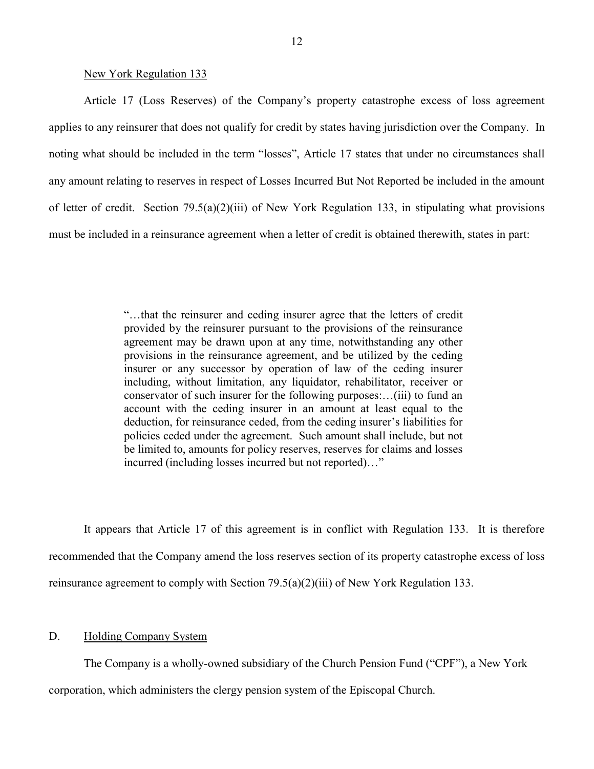New York Regulation 133

Article 17 (Loss Reserves) of the Company's property catastrophe excess of loss agreement applies to any reinsurer that does not qualify for credit by states having jurisdiction over the Company. In noting what should be included in the term "losses", Article 17 states that under no circumstances shall any amount relating to reserves in respect of Losses Incurred But Not Reported be included in the amount of letter of credit. Section 79.5(a)(2)(iii) of New York Regulation 133, in stipulating what provisions must be included in a reinsurance agreement when a letter of credit is obtained therewith, states in part:

> "…that the reinsurer and ceding insurer agree that the letters of credit provided by the reinsurer pursuant to the provisions of the reinsurance agreement may be drawn upon at any time, notwithstanding any other provisions in the reinsurance agreement, and be utilized by the ceding insurer or any successor by operation of law of the ceding insurer including, without limitation, any liquidator, rehabilitator, receiver or conservator of such insurer for the following purposes:…(iii) to fund an account with the ceding insurer in an amount at least equal to the deduction, for reinsurance ceded, from the ceding insurer's liabilities for policies ceded under the agreement. Such amount shall include, but not be limited to, amounts for policy reserves, reserves for claims and losses incurred (including losses incurred but not reported)…"

It appears that Article 17 of this agreement is in conflict with Regulation 133. It is therefore recommended that the Company amend the loss reserves section of its property catastrophe excess of loss reinsurance agreement to comply with Section 79.5(a)(2)(iii) of New York Regulation 133.

## D. Holding Company System

The Company is a wholly-owned subsidiary of the Church Pension Fund ("CPF"), a New York corporation, which administers the clergy pension system of the Episcopal Church.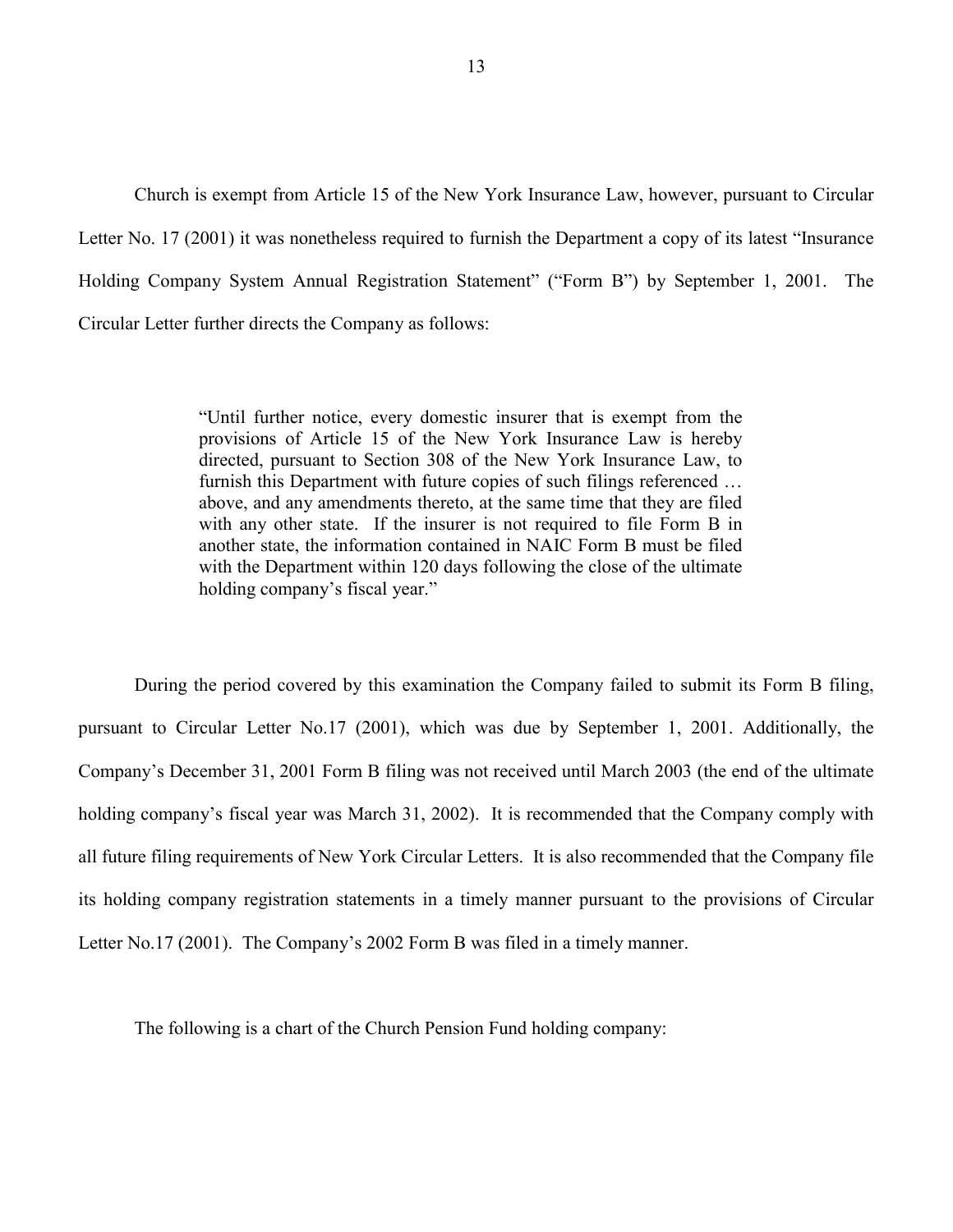Church is exempt from Article 15 of the New York Insurance Law, however, pursuant to Circular Letter No. 17 (2001) it was nonetheless required to furnish the Department a copy of its latest "Insurance Holding Company System Annual Registration Statement" ("Form B") by September 1, 2001. The Circular Letter further directs the Company as follows:

> "Until further notice, every domestic insurer that is exempt from the provisions of Article 15 of the New York Insurance Law is hereby directed, pursuant to Section 308 of the New York Insurance Law, to furnish this Department with future copies of such filings referenced … above, and any amendments thereto, at the same time that they are filed with any other state. If the insurer is not required to file Form B in another state, the information contained in NAIC Form B must be filed with the Department within 120 days following the close of the ultimate holding company's fiscal year."

During the period covered by this examination the Company failed to submit its Form B filing, pursuant to Circular Letter No.17 (2001), which was due by September 1, 2001. Additionally, the Company's December 31, 2001 Form B filing was not received until March 2003 (the end of the ultimate holding company's fiscal year was March 31, 2002). It is recommended that the Company comply with all future filing requirements of New York Circular Letters. It is also recommended that the Company file its holding company registration statements in a timely manner pursuant to the provisions of Circular Letter No.17 (2001). The Company's 2002 Form B was filed in a timely manner.

The following is a chart of the Church Pension Fund holding company: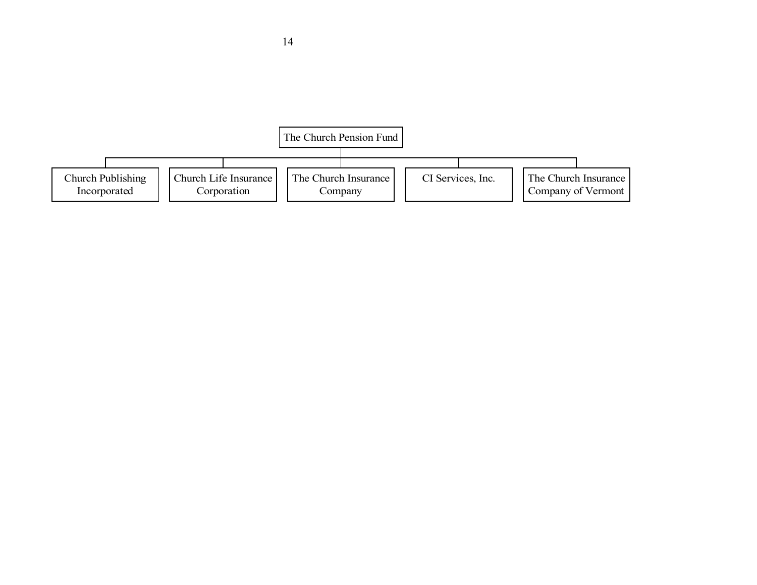The Church Pension Fund

- Church Publishing Incorporated
- Church Life Insurance Corporation
- The Church Insurance Company
- CI Services, Inc.
- The Church Insurance Company of Vermont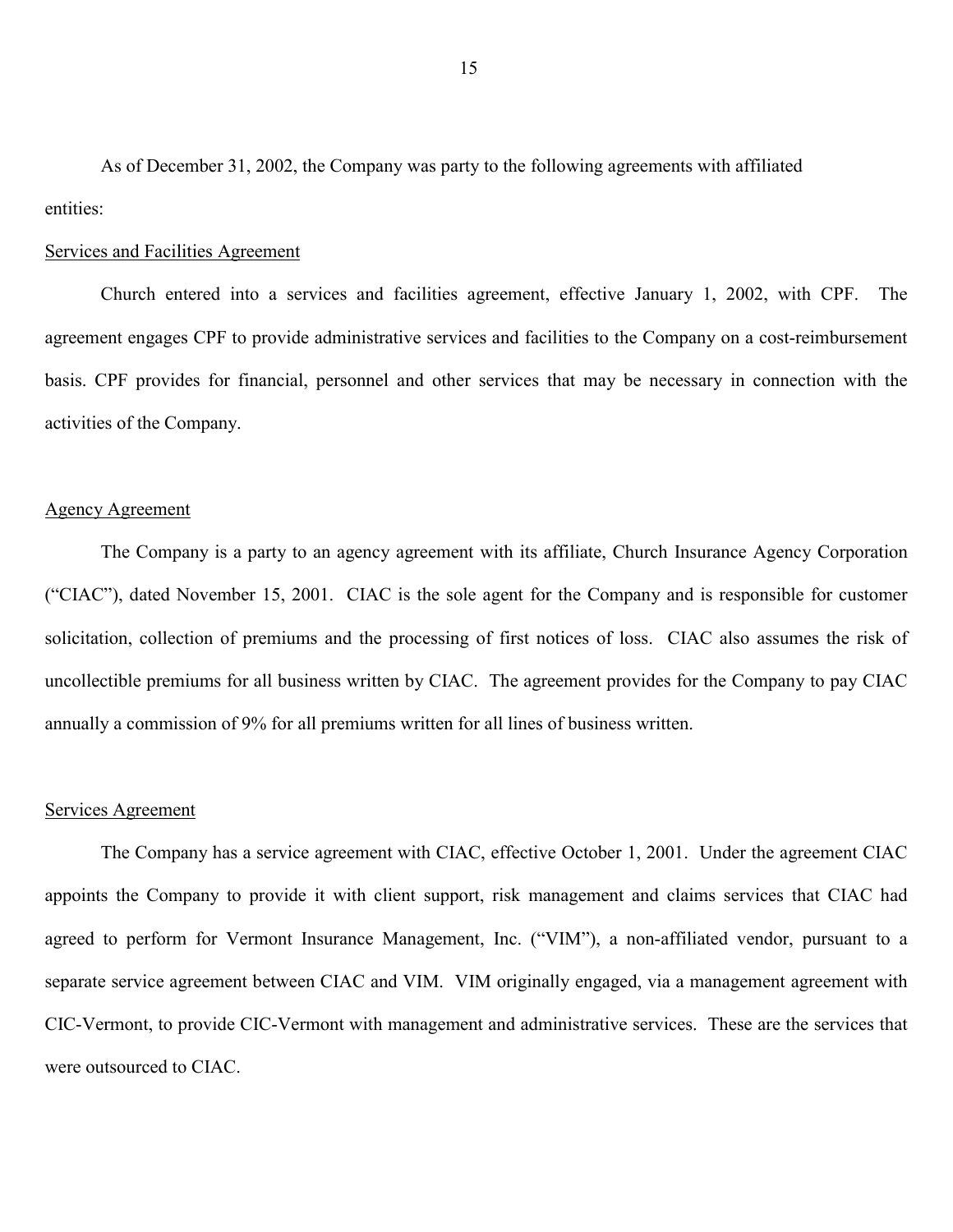As of December 31, 2002, the Company was party to the following agreements with affiliated entities:

Services and Facilities Agreement

Church entered into a services and facilities agreement, effective January 1, 2002, with CPF. The agreement engages CPF to provide administrative services and facilities to the Company on a cost-reimbursement basis. CPF provides for financial, personnel and other services that may be necessary in connection with the activities of the Company.

Agency Agreement

The Company is a party to an agency agreement with its affiliate, Church Insurance Agency Corporation ("CIAC"), dated November 15, 2001. CIAC is the sole agent for the Company and is responsible for customer solicitation, collection of premiums and the processing of first notices of loss. CIAC also assumes the risk of uncollectible premiums for all business written by CIAC. The agreement provides for the Company to pay CIAC annually a commission of 9% for all premiums written for all lines of business written.

Services Agreement

The Company has a service agreement with CIAC, effective October 1, 2001. Under the agreement CIAC appoints the Company to provide it with client support, risk management and claims services that CIAC had agreed to perform for Vermont Insurance Management, Inc. ("VIM"), a non-affiliated vendor, pursuant to a separate service agreement between CIAC and VIM. VIM originally engaged, via a management agreement with CIC-Vermont, to provide CIC-Vermont with management and administrative services. These are the services that were outsourced to CIAC.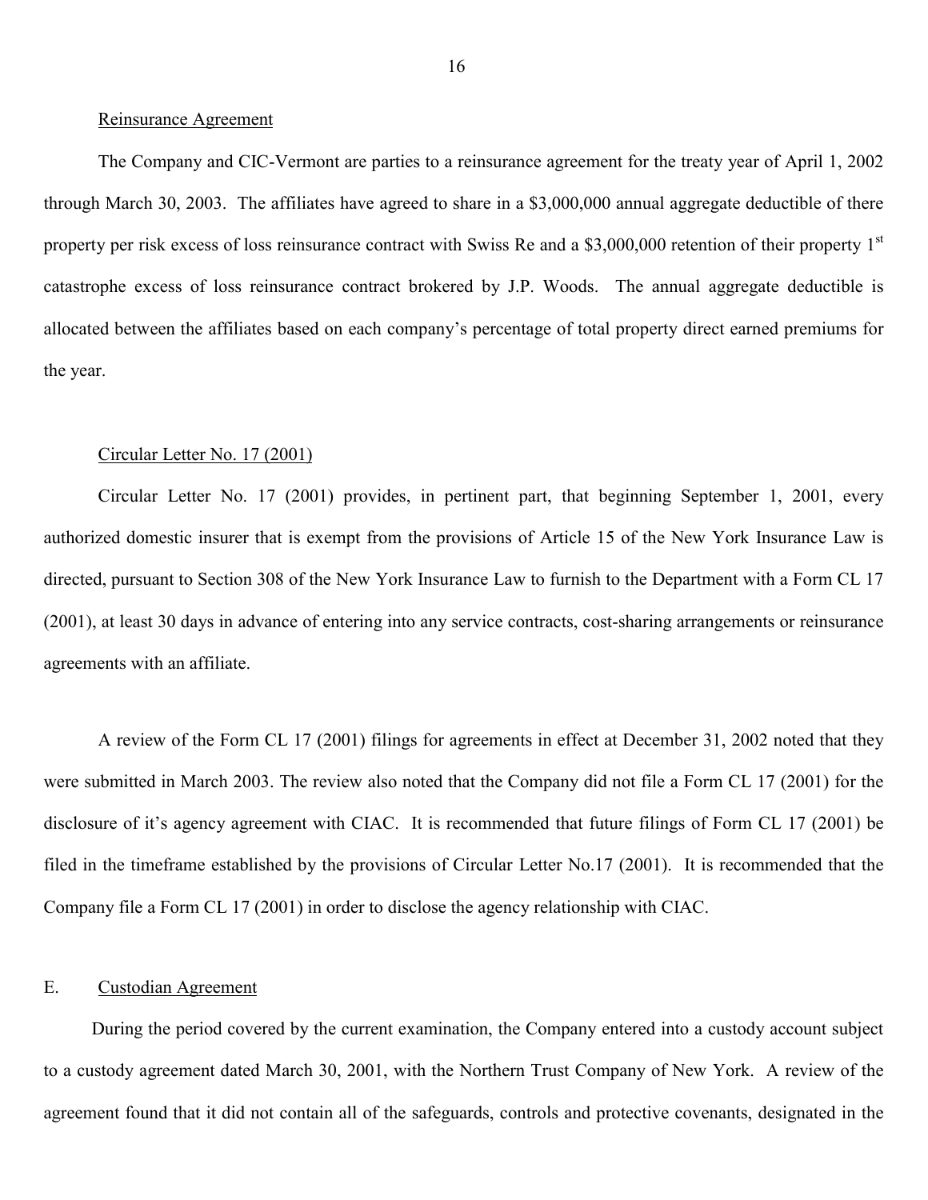Reinsurance Agreement

The Company and CIC-Vermont are parties to a reinsurance agreement for the treaty year of April 1, 2002 through March 30, 2003. The affiliates have agreed to share in a $3,000,000 annual aggregate deductible of there property per risk excess of loss reinsurance contract with Swiss Re and a $3,000,000 retention of their property 1st catastrophe excess of loss reinsurance contract brokered by J.P. Woods. The annual aggregate deductible is allocated between the affiliates based on each company's percentage of total property direct earned premiums for the year.

Circular Letter No. 17 (2001)

Circular Letter No. 17 (2001) provides, in pertinent part, that beginning September 1, 2001, every authorized domestic insurer that is exempt from the provisions of Article 15 of the New York Insurance Law is directed, pursuant to Section 308 of the New York Insurance Law to furnish to the Department with a Form CL 17 (2001), at least 30 days in advance of entering into any service contracts, cost-sharing arrangements or reinsurance agreements with an affiliate.

A review of the Form CL 17 (2001) filings for agreements in effect at December 31, 2002 noted that they were submitted in March 2003. The review also noted that the Company did not file a Form CL 17 (2001) for the disclosure of it's agency agreement with CIAC. It is recommended that future filings of Form CL 17 (2001) be filed in the timeframe established by the provisions of Circular Letter No.17 (2001). It is recommended that the Company file a Form CL 17 (2001) in order to disclose the agency relationship with CIAC.

## E. Custodian Agreement

During the period covered by the current examination, the Company entered into a custody account subject to a custody agreement dated March 30, 2001, with the Northern Trust Company of New York. A review of the agreement found that it did not contain all of the safeguards, controls and protective covenants, designated in the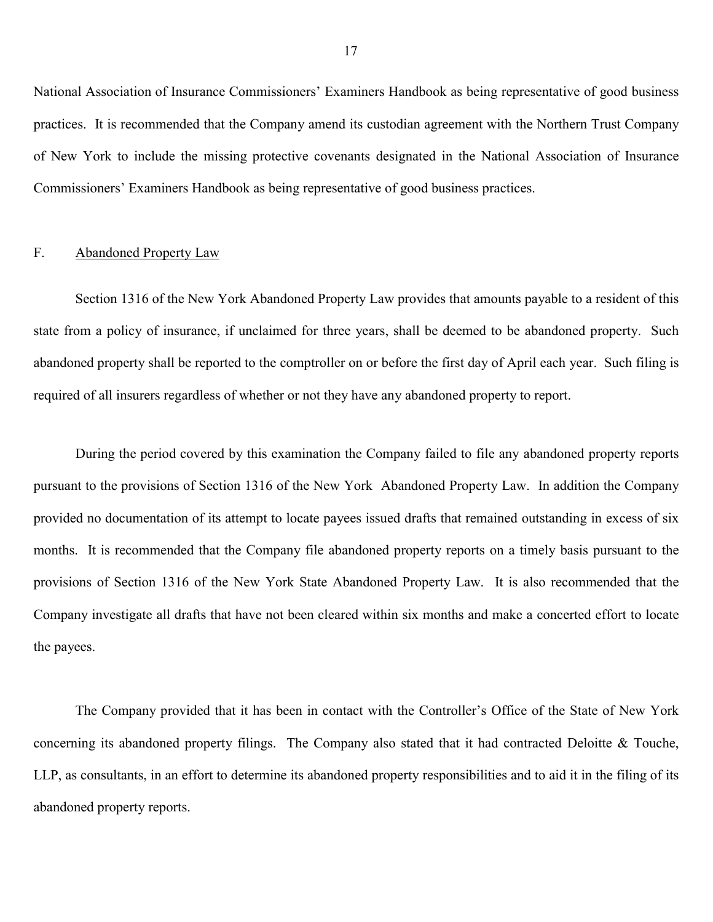National Association of Insurance Commissioners' Examiners Handbook as being representative of good business practices. It is recommended that the Company amend its custodian agreement with the Northern Trust Company of New York to include the missing protective covenants designated in the National Association of Insurance Commissioners' Examiners Handbook as being representative of good business practices.

## F. Abandoned Property Law

Section 1316 of the New York Abandoned Property Law provides that amounts payable to a resident of this state from a policy of insurance, if unclaimed for three years, shall be deemed to be abandoned property. Such abandoned property shall be reported to the comptroller on or before the first day of April each year. Such filing is required of all insurers regardless of whether or not they have any abandoned property to report.

During the period covered by this examination the Company failed to file any abandoned property reports pursuant to the provisions of Section 1316 of the New York Abandoned Property Law. In addition the Company provided no documentation of its attempt to locate payees issued drafts that remained outstanding in excess of six months. It is recommended that the Company file abandoned property reports on a timely basis pursuant to the provisions of Section 1316 of the New York State Abandoned Property Law. It is also recommended that the Company investigate all drafts that have not been cleared within six months and make a concerted effort to locate the payees.

The Company provided that it has been in contact with the Controller's Office of the State of New York concerning its abandoned property filings. The Company also stated that it had contracted Deloitte & Touche, LLP, as consultants, in an effort to determine its abandoned property responsibilities and to aid it in the filing of its abandoned property reports.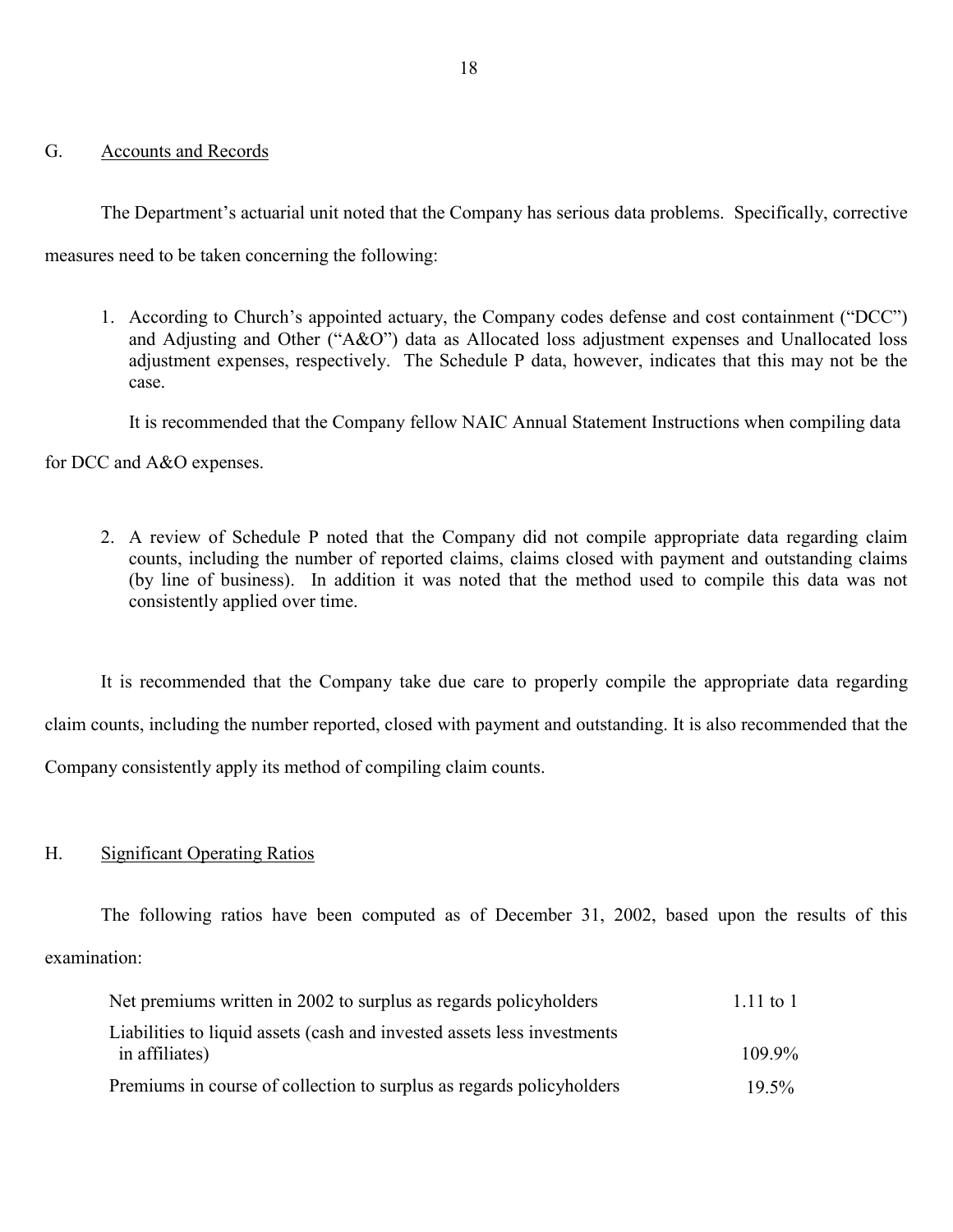## G. Accounts and Records

The Department's actuarial unit noted that the Company has serious data problems. Specifically, corrective measures need to be taken concerning the following:

1. According to Church's appointed actuary, the Company codes defense and cost containment ("DCC") and Adjusting and Other ("A&O") data as Allocated loss adjustment expenses and Unallocated loss adjustment expenses, respectively. The Schedule P data, however, indicates that this may not be the case.

   It is recommended that the Company fellow NAIC Annual Statement Instructions when compiling data for DCC and A&O expenses.

2. A review of Schedule P noted that the Company did not compile appropriate data regarding claim counts, including the number of reported claims, claims closed with payment and outstanding claims (by line of business). In addition it was noted that the method used to compile this data was not consistently applied over time.

It is recommended that the Company take due care to properly compile the appropriate data regarding claim counts, including the number reported, closed with payment and outstanding. It is also recommended that the Company consistently apply its method of compiling claim counts.

## H. Significant Operating Ratios

The following ratios have been computed as of December 31, 2002, based upon the results of this examination:

| | |
|---|---|
| Net premiums written in 2002 to surplus as regards policyholders | 1.11 to 1 |
| Liabilities to liquid assets (cash and invested assets less investments in affiliates) | 109.9% |
| Premiums in course of collection to surplus as regards policyholders | 19.5% |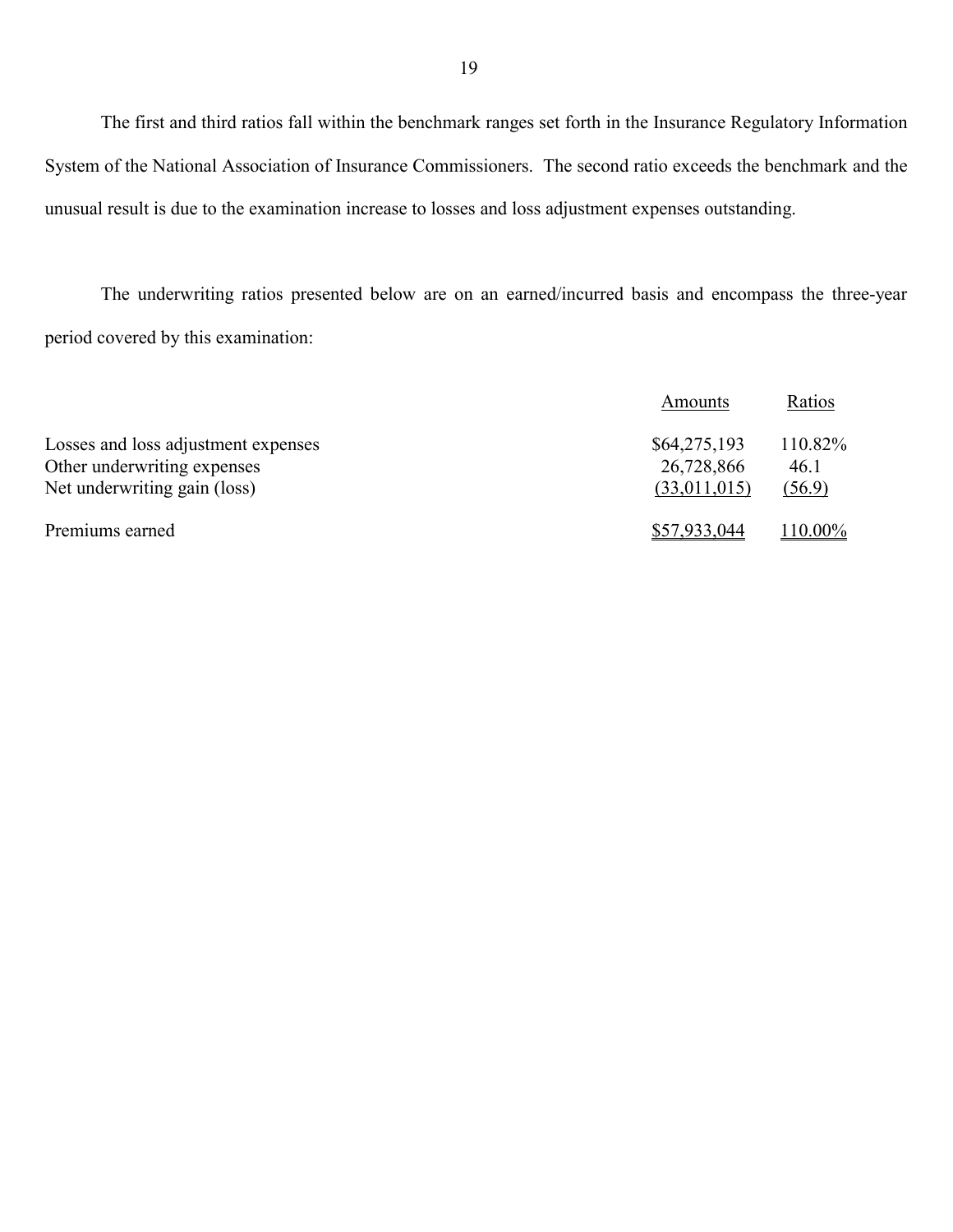The first and third ratios fall within the benchmark ranges set forth in the Insurance Regulatory Information System of the National Association of Insurance Commissioners. The second ratio exceeds the benchmark and the unusual result is due to the examination increase to losses and loss adjustment expenses outstanding.

The underwriting ratios presented below are on an earned/incurred basis and encompass the three-year period covered by this examination:

| | Amounts | Ratios |
|---|---|---|
| Losses and loss adjustment expenses | $64,275,193 | 110.82% |
| Other underwriting expenses | 26,728,866 | 46.1 |
| Net underwriting gain (loss) | (33,011,015) | (56.9) |
| Premiums earned | $57,933,044 | 110.00% |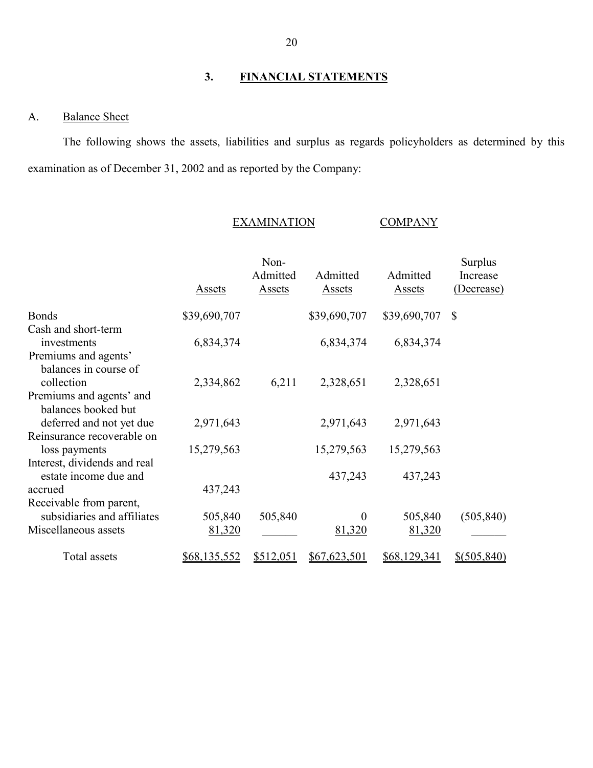## 3. FINANCIAL STATEMENTS

### A. Balance Sheet

The following shows the assets, liabilities and surplus as regards policyholders as determined by this examination as of December 31, 2002 and as reported by the Company:

| | EXAMINATION | | | COMPANY | |
|---|---|---|---|---|---|
| | Assets | Non-Admitted Assets | Admitted Assets | Admitted Assets | Surplus Increase (Decrease) |
| Bonds | $39,690,707 | | $39,690,707 | $39,690,707 | $ |
| Cash and short-term investments | 6,834,374 | | 6,834,374 | 6,834,374 | |
| Premiums and agents' balances in course of collection | 2,334,862 | 6,211 | 2,328,651 | 2,328,651 | |
| Premiums and agents' and balances booked but deferred and not yet due | 2,971,643 | | 2,971,643 | 2,971,643 | |
| Reinsurance recoverable on loss payments | 15,279,563 | | 15,279,563 | 15,279,563 | |
| Interest, dividends and real estate income due and accrued | 437,243 | | 437,243 | 437,243 | |
| Receivable from parent, subsidiaries and affiliates | 505,840 | 505,840 | 0 | 505,840 | (505,840) |
| Miscellaneous assets | 81,320 | | 81,320 | 81,320 | |
| Total assets | $68,135,552 | $512,051 | $67,623,501 | $68,129,341 | $(505,840) |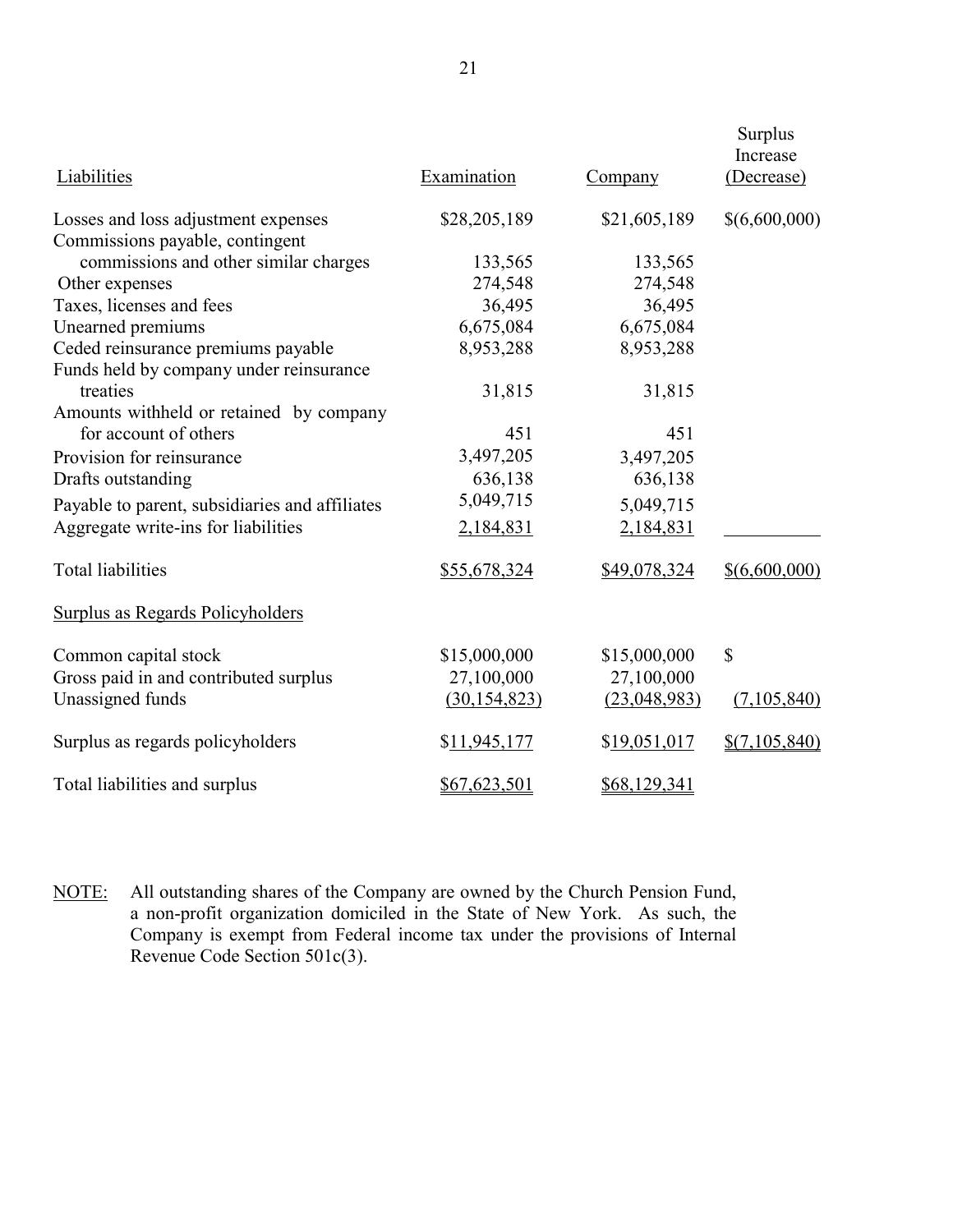| Liabilities | Examination | Company | Surplus Increase (Decrease) |
|---|---|---|---|
| Losses and loss adjustment expenses | $28,205,189 | $21,605,189 | $(6,600,000) |
| Commissions payable, contingent commissions and other similar charges | 133,565 | 133,565 | |
| Other expenses | 274,548 | 274,548 | |
| Taxes, licenses and fees | 36,495 | 36,495 | |
| Unearned premiums | 6,675,084 | 6,675,084 | |
| Ceded reinsurance premiums payable | 8,953,288 | 8,953,288 | |
| Funds held by company under reinsurance treaties | 31,815 | 31,815 | |
| Amounts withheld or retained by company for account of others | 451 | 451 | |
| Provision for reinsurance | 3,497,205 | 3,497,205 | |
| Drafts outstanding | 636,138 | 636,138 | |
| Payable to parent, subsidiaries and affiliates | 5,049,715 | 5,049,715 | |
| Aggregate write-ins for liabilities | 2,184,831 | 2,184,831 | |
| Total liabilities | $55,678,324 | $49,078,324 | $(6,600,000) |
| **Surplus as Regards Policyholders** | | | |
| Common capital stock | $15,000,000 | $15,000,000 | $ |
| Gross paid in and contributed surplus | 27,100,000 | 27,100,000 | |
| Unassigned funds | (30,154,823) | (23,048,983) | (7,105,840) |
| Surplus as regards policyholders | $11,945,177 | $19,051,017 | $(7,105,840) |
| Total liabilities and surplus | $67,623,501 | $68,129,341 | |

NOTE: All outstanding shares of the Company are owned by the Church Pension Fund, a non-profit organization domiciled in the State of New York. As such, the Company is exempt from Federal income tax under the provisions of Internal Revenue Code Section 501c(3).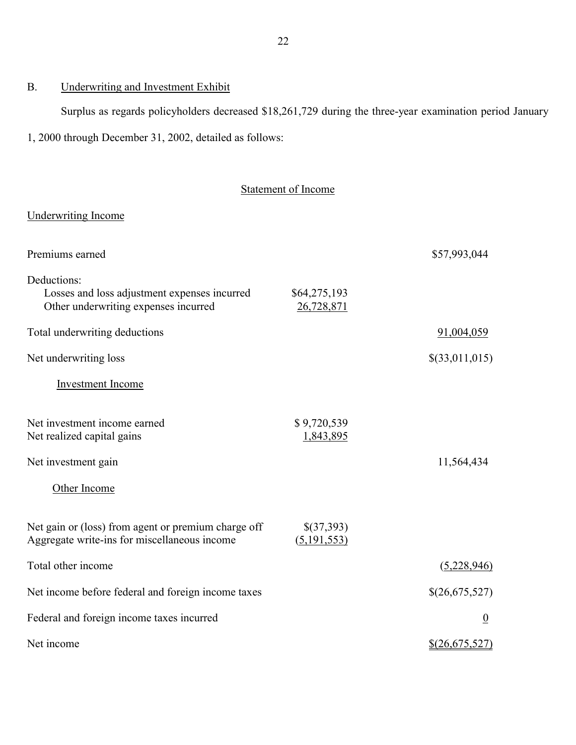## B. Underwriting and Investment Exhibit

Surplus as regards policyholders decreased $18,261,729 during the three-year examination period January 1, 2000 through December 31, 2002, detailed as follows:

### Statement of Income

| | | |
|---|---|---|
| **Underwriting Income** | | |
| Premiums earned | | $57,993,044 |
| Deductions: | | |
| Losses and loss adjustment expenses incurred | $64,275,193 | |
| Other underwriting expenses incurred | 26,728,871 | |
| Total underwriting deductions | | 91,004,059 |
| Net underwriting loss | | $(33,011,015) |
| **Investment Income** | | |
| Net investment income earned | $ 9,720,539 | |
| Net realized capital gains | 1,843,895 | |
| Net investment gain | | 11,564,434 |
| **Other Income** | | |
| Net gain or (loss) from agent or premium charge off | $(37,393) | |
| Aggregate write-ins for miscellaneous income | (5,191,553) | |
| Total other income | | (5,228,946) |
| Net income before federal and foreign income taxes | | $(26,675,527) |
| Federal and foreign income taxes incurred | | 0 |
| Net income | | $(26,675,527) |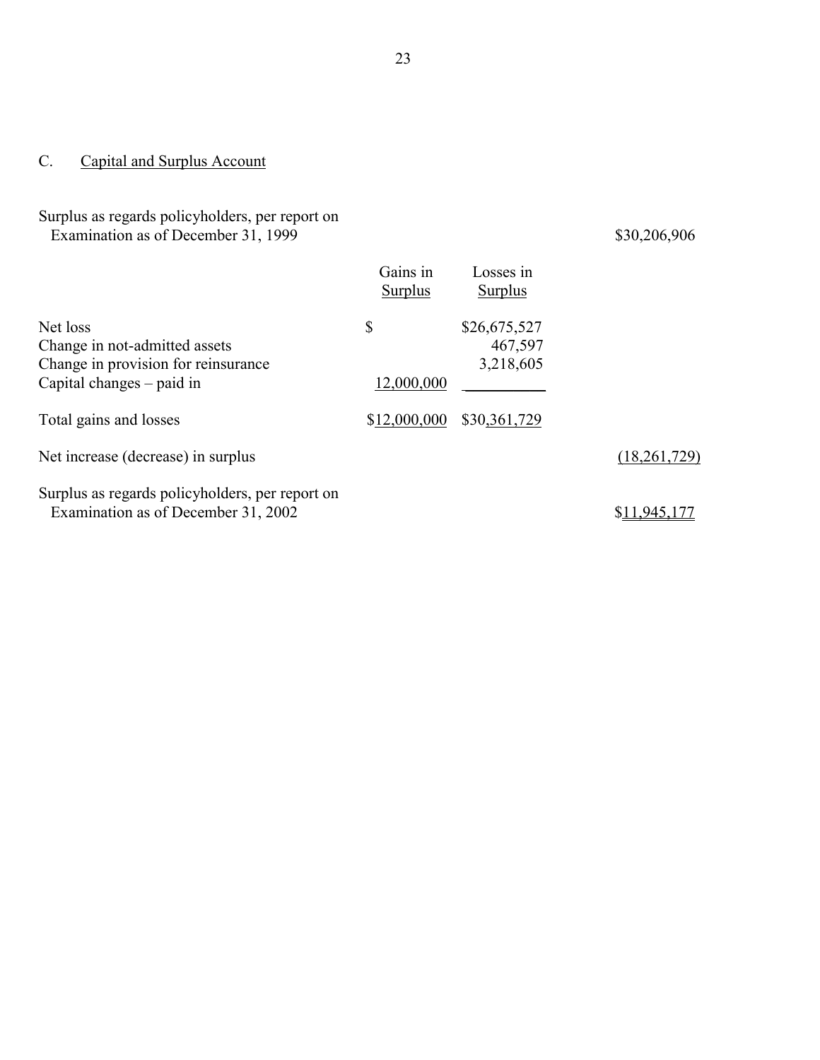## C. Capital and Surplus Account

| | Gains in Surplus | Losses in Surplus | |
|---|---|---|---|
| Surplus as regards policyholders, per report on Examination as of December 31, 1999 | | | $30,206,906 |
| Net loss | $ | $26,675,527 | |
| Change in not-admitted assets | | 467,597 | |
| Change in provision for reinsurance | | 3,218,605 | |
| Capital changes – paid in | 12,000,000 | | |
| Total gains and losses | $12,000,000 | $30,361,729 | |
| Net increase (decrease) in surplus | | | (18,261,729) |
| Surplus as regards policyholders, per report on Examination as of December 31, 2002 | | | $11,945,177 |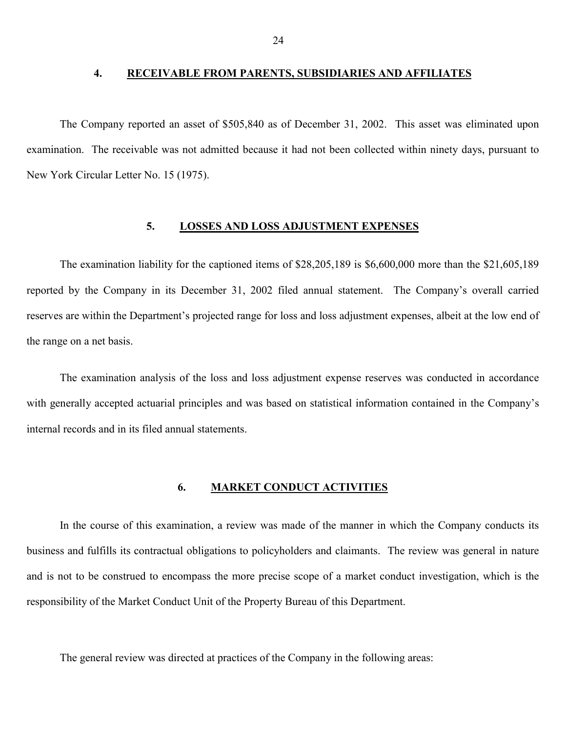## 4. RECEIVABLE FROM PARENTS, SUBSIDIARIES AND AFFILIATES

The Company reported an asset of $505,840 as of December 31, 2002. This asset was eliminated upon examination. The receivable was not admitted because it had not been collected within ninety days, pursuant to New York Circular Letter No. 15 (1975).

## 5. LOSSES AND LOSS ADJUSTMENT EXPENSES

The examination liability for the captioned items of $28,205,189 is $6,600,000 more than the $21,605,189 reported by the Company in its December 31, 2002 filed annual statement. The Company's overall carried reserves are within the Department's projected range for loss and loss adjustment expenses, albeit at the low end of the range on a net basis.

The examination analysis of the loss and loss adjustment expense reserves was conducted in accordance with generally accepted actuarial principles and was based on statistical information contained in the Company's internal records and in its filed annual statements.

## 6. MARKET CONDUCT ACTIVITIES

In the course of this examination, a review was made of the manner in which the Company conducts its business and fulfills its contractual obligations to policyholders and claimants. The review was general in nature and is not to be construed to encompass the more precise scope of a market conduct investigation, which is the responsibility of the Market Conduct Unit of the Property Bureau of this Department.

The general review was directed at practices of the Company in the following areas: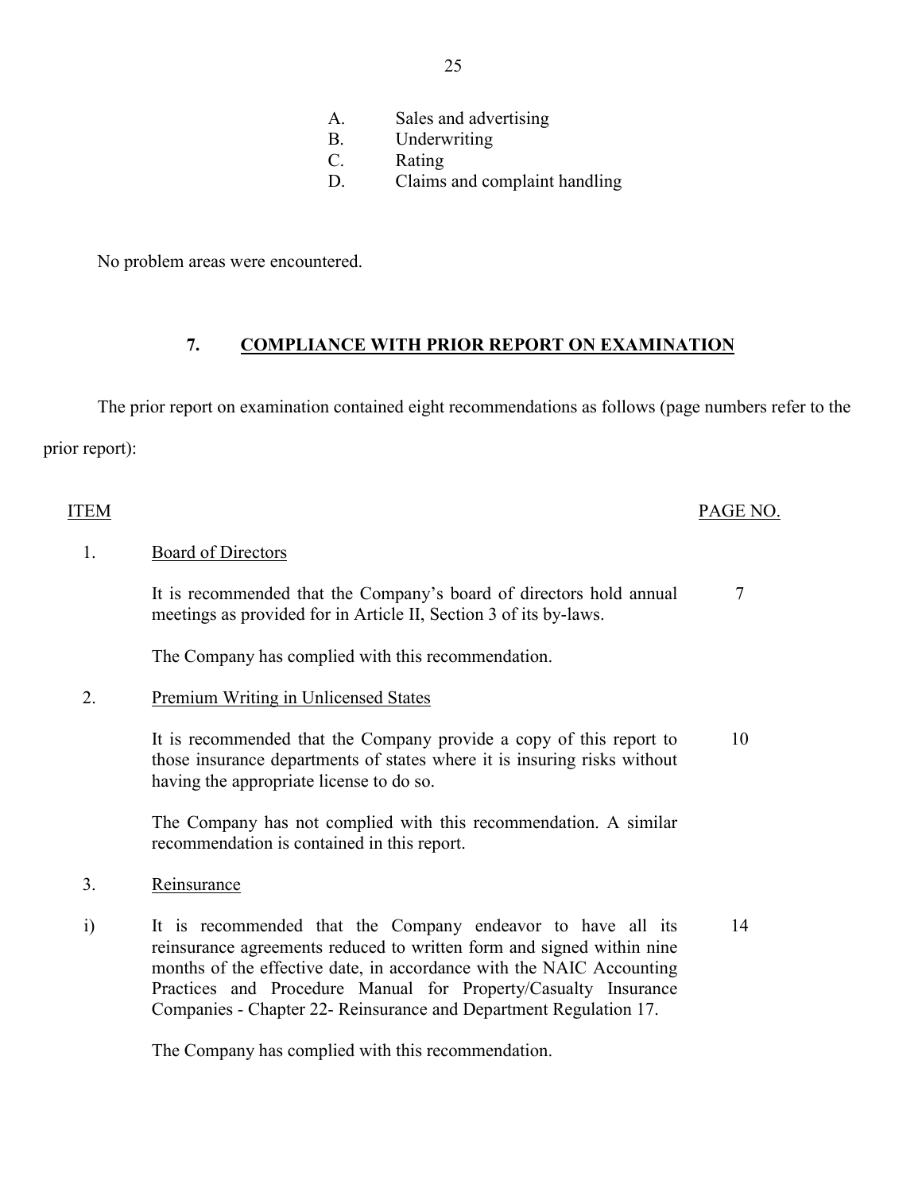A. Sales and advertising
B. Underwriting
C. Rating
D. Claims and complaint handling

No problem areas were encountered.

## 7. COMPLIANCE WITH PRIOR REPORT ON EXAMINATION

The prior report on examination contained eight recommendations as follows (page numbers refer to the prior report):

| ITEM | | PAGE NO. |
|---|---|---|
| 1. | Board of Directors | |
| | It is recommended that the Company's board of directors hold annual meetings as provided for in Article II, Section 3 of its by-laws. | 7 |
| | The Company has complied with this recommendation. | |
| 2. | Premium Writing in Unlicensed States | |
| | It is recommended that the Company provide a copy of this report to those insurance departments of states where it is insuring risks without having the appropriate license to do so. | 10 |
| | The Company has not complied with this recommendation. A similar recommendation is contained in this report. | |
| 3. | Reinsurance | |
| i) | It is recommended that the Company endeavor to have all its reinsurance agreements reduced to written form and signed within nine months of the effective date, in accordance with the NAIC Accounting Practices and Procedure Manual for Property/Casualty Insurance Companies - Chapter 22- Reinsurance and Department Regulation 17. | 14 |
| | The Company has complied with this recommendation. | |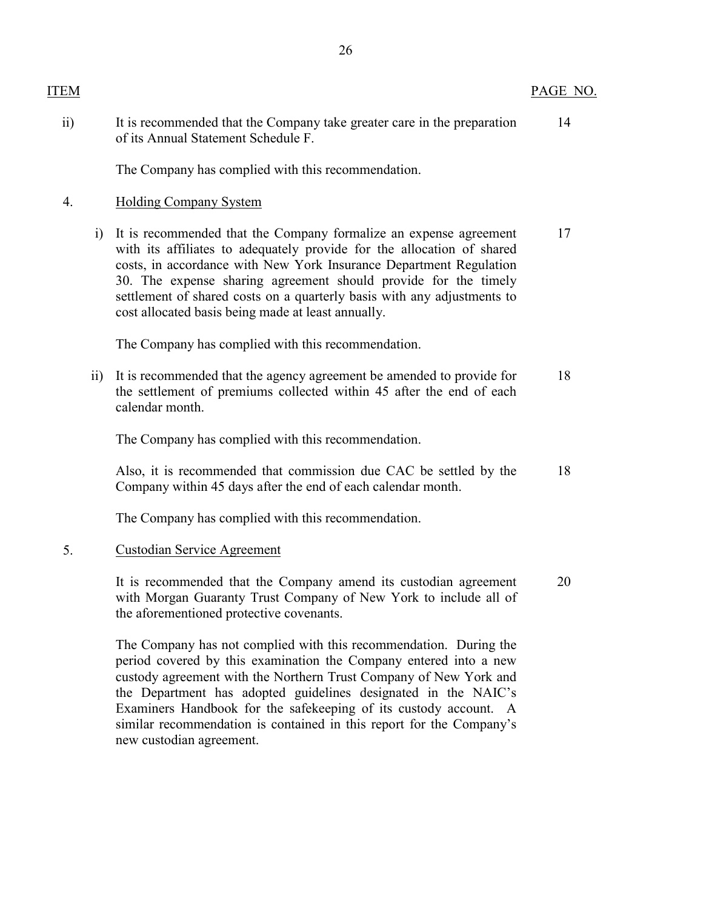| ITEM | | PAGE NO. |
|---|---|---|
| ii) | It is recommended that the Company take greater care in the preparation of its Annual Statement Schedule F. | 14 |
| | The Company has complied with this recommendation. | |
| 4. | Holding Company System | |
| i) | It is recommended that the Company formalize an expense agreement with its affiliates to adequately provide for the allocation of shared costs, in accordance with New York Insurance Department Regulation 30. The expense sharing agreement should provide for the timely settlement of shared costs on a quarterly basis with any adjustments to cost allocated basis being made at least annually. | 17 |
| | The Company has complied with this recommendation. | |
| ii) | It is recommended that the agency agreement be amended to provide for the settlement of premiums collected within 45 after the end of each calendar month. | 18 |
| | The Company has complied with this recommendation. | |
| | Also, it is recommended that commission due CAC be settled by the Company within 45 days after the end of each calendar month. | 18 |
| | The Company has complied with this recommendation. | |
| 5. | Custodian Service Agreement | |
| | It is recommended that the Company amend its custodian agreement with Morgan Guaranty Trust Company of New York to include all of the aforementioned protective covenants. | 20 |
| | The Company has not complied with this recommendation. During the period covered by this examination the Company entered into a new custody agreement with the Northern Trust Company of New York and the Department has adopted guidelines designated in the NAIC's Examiners Handbook for the safekeeping of its custody account. A similar recommendation is contained in this report for the Company's new custodian agreement. | |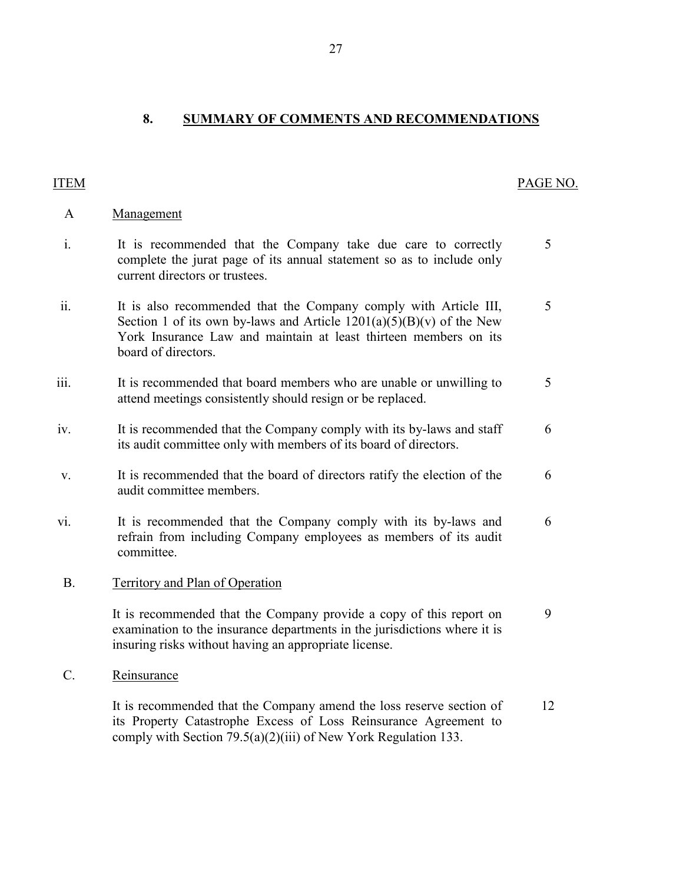## 8. SUMMARY OF COMMENTS AND RECOMMENDATIONS

| ITEM | | PAGE NO. |
|---|---|---|
| A | Management | |
| i. | It is recommended that the Company take due care to correctly complete the jurat page of its annual statement so as to include only current directors or trustees. | 5 |
| ii. | It is also recommended that the Company comply with Article III, Section 1 of its own by-laws and Article 1201(a)(5)(B)(v) of the New York Insurance Law and maintain at least thirteen members on its board of directors. | 5 |
| iii. | It is recommended that board members who are unable or unwilling to attend meetings consistently should resign or be replaced. | 5 |
| iv. | It is recommended that the Company comply with its by-laws and staff its audit committee only with members of its board of directors. | 6 |
| v. | It is recommended that the board of directors ratify the election of the audit committee members. | 6 |
| vi. | It is recommended that the Company comply with its by-laws and refrain from including Company employees as members of its audit committee. | 6 |
| B. | Territory and Plan of Operation | |
| | It is recommended that the Company provide a copy of this report on examination to the insurance departments in the jurisdictions where it is insuring risks without having an appropriate license. | 9 |
| C. | Reinsurance | |
| | It is recommended that the Company amend the loss reserve section of its Property Catastrophe Excess of Loss Reinsurance Agreement to comply with Section 79.5(a)(2)(iii) of New York Regulation 133. | 12 |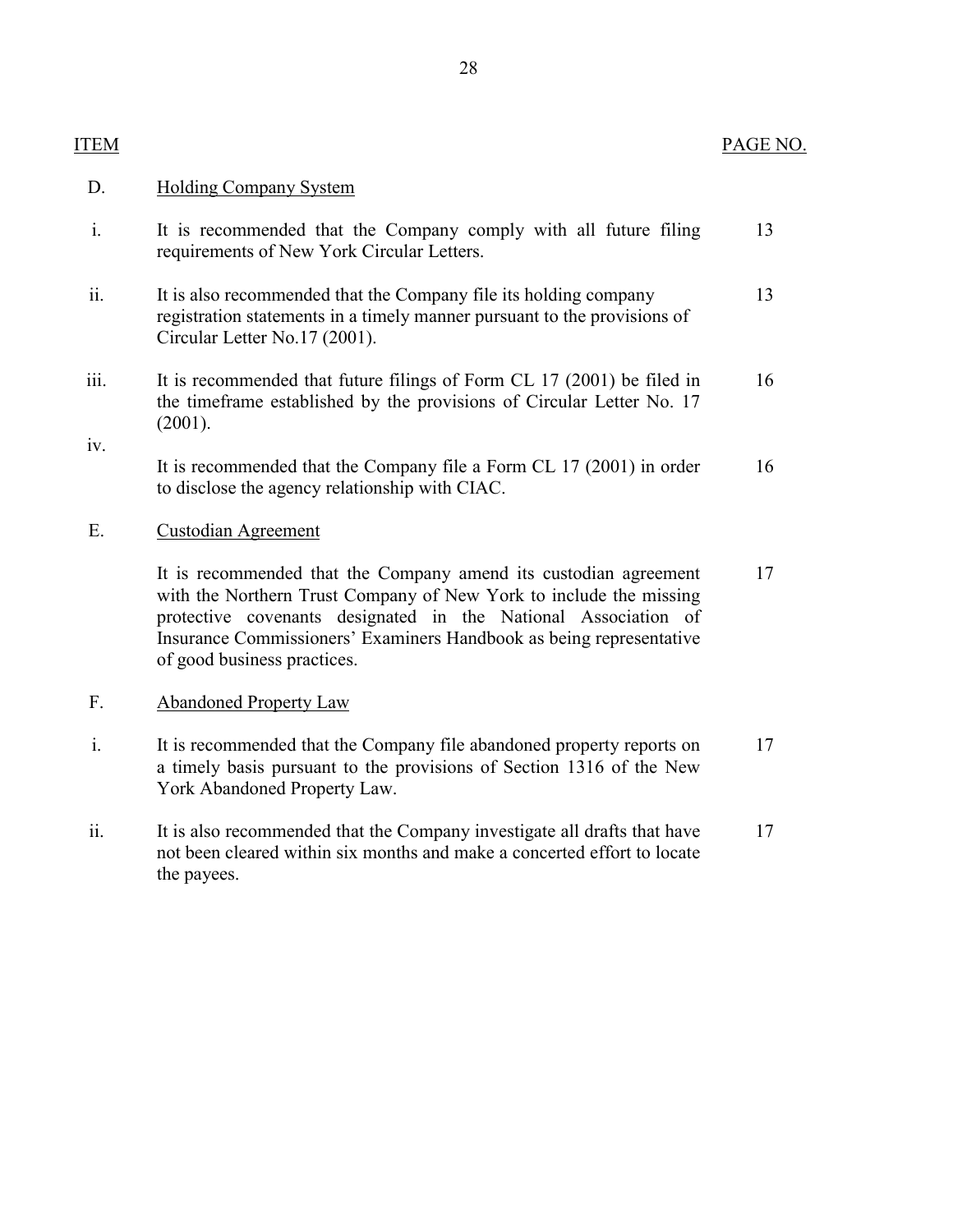| ITEM | | PAGE NO. |
|---|---|---|
| D. | Holding Company System | |
| i. | It is recommended that the Company comply with all future filing requirements of New York Circular Letters. | 13 |
| ii. | It is also recommended that the Company file its holding company registration statements in a timely manner pursuant to the provisions of Circular Letter No.17 (2001). | 13 |
| iii. | It is recommended that future filings of Form CL 17 (2001) be filed in the timeframe established by the provisions of Circular Letter No. 17 (2001). | 16 |
| iv. | It is recommended that the Company file a Form CL 17 (2001) in order to disclose the agency relationship with CIAC. | 16 |
| E. | Custodian Agreement | |
| | It is recommended that the Company amend its custodian agreement with the Northern Trust Company of New York to include the missing protective covenants designated in the National Association of Insurance Commissioners' Examiners Handbook as being representative of good business practices. | 17 |
| F. | Abandoned Property Law | |
| i. | It is recommended that the Company file abandoned property reports on a timely basis pursuant to the provisions of Section 1316 of the New York Abandoned Property Law. | 17 |
| ii. | It is also recommended that the Company investigate all drafts that have not been cleared within six months and make a concerted effort to locate the payees. | 17 |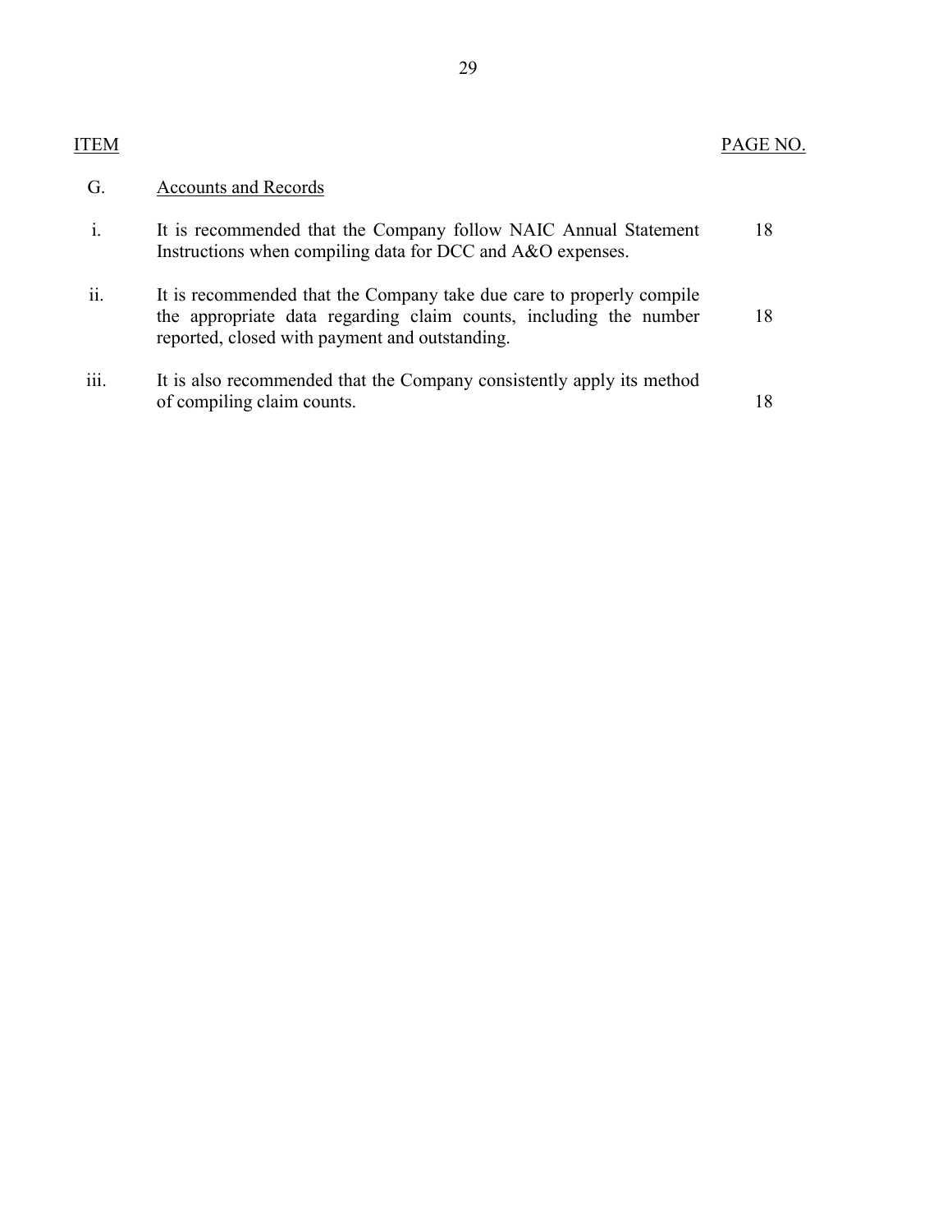| ITEM | | PAGE NO. |
|---|---|---|
| G. | Accounts and Records | |
| i. | It is recommended that the Company follow NAIC Annual Statement Instructions when compiling data for DCC and A&O expenses. | 18 |
| ii. | It is recommended that the Company take due care to properly compile the appropriate data regarding claim counts, including the number reported, closed with payment and outstanding. | 18 |
| iii. | It is also recommended that the Company consistently apply its method of compiling claim counts. | 18 |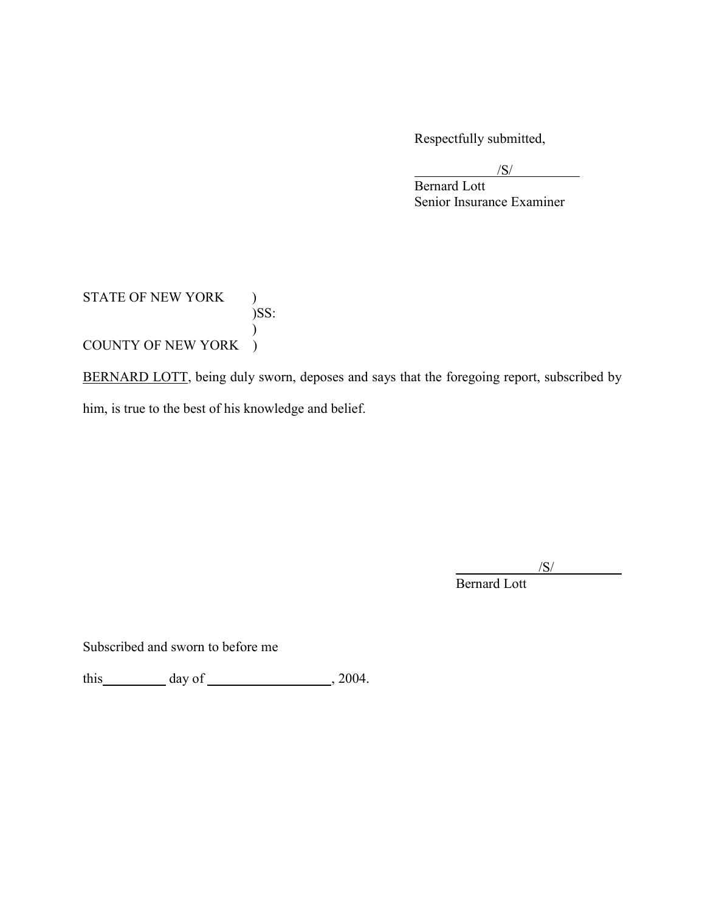Respectfully submitted,

/S/
Bernard Lott
Senior Insurance Examiner

STATE OF NEW YORK )
)SS:
)
COUNTY OF NEW YORK )

BERNARD LOTT, being duly sworn, deposes and says that the foregoing report, subscribed by him, is true to the best of his knowledge and belief.

/S/
Bernard Lott

Subscribed and sworn to before me

this ________ day of ________________, 2004.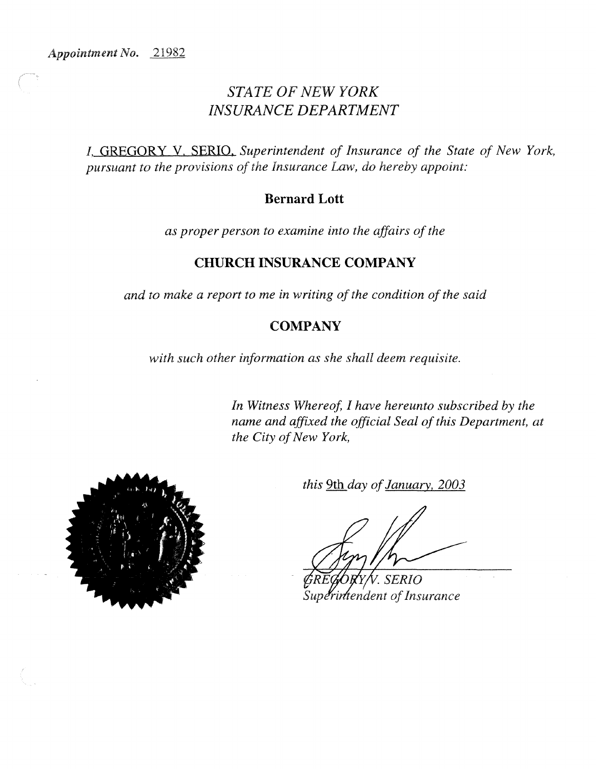*Appointment No.* 21982

# *STATE OF NEW YORK*
# *INSURANCE DEPARTMENT*

*I,* GREGORY V. SERIO, *Superintendent of Insurance of the State of New York, pursuant to the provisions of the Insurance Law, do hereby appoint:*

**Bernard Lott**

*as proper person to examine into the affairs of the*

**CHURCH INSURANCE COMPANY**

*and to make a report to me in writing of the condition of the said*

**COMPANY**

*with such other information as she shall deem requisite.*

*In Witness Whereof, I have hereunto subscribed by the name and affixed the official Seal of this Department, at the City of New York,*

*this* 9th *day of* *January, 2003*

*GREGORY V. SERIO*
*Superintendent of Insurance*